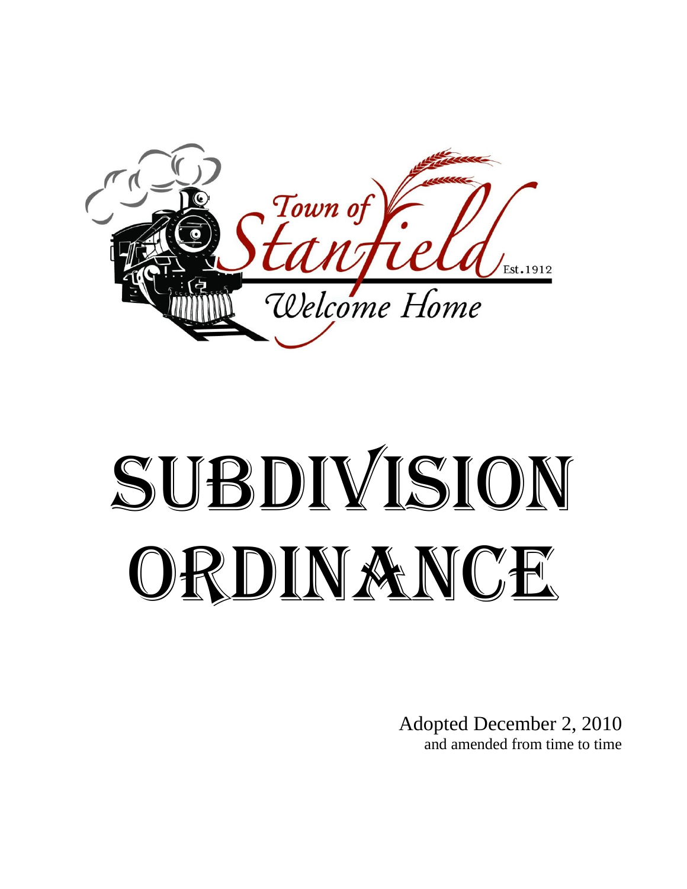# SUBDIVISION ORDINANCE

Adopted December 2, 2010
and amended from time to time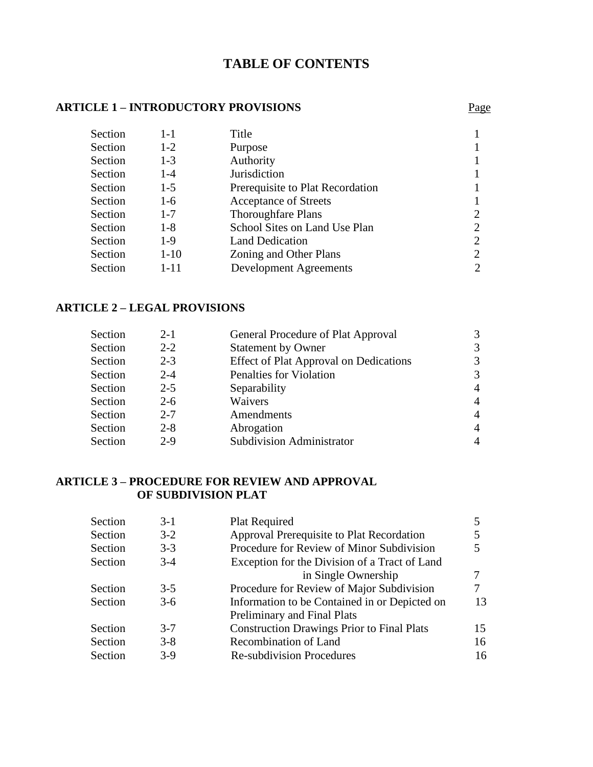# TABLE OF CONTENTS

## ARTICLE 1 – INTRODUCTORY PROVISIONS

| | | | Page |
|---|---|---|---|
| Section | 1-1 | Title | 1 |
| Section | 1-2 | Purpose | 1 |
| Section | 1-3 | Authority | 1 |
| Section | 1-4 | Jurisdiction | 1 |
| Section | 1-5 | Prerequisite to Plat Recordation | 1 |
| Section | 1-6 | Acceptance of Streets | 1 |
| Section | 1-7 | Thoroughfare Plans | 2 |
| Section | 1-8 | School Sites on Land Use Plan | 2 |
| Section | 1-9 | Land Dedication | 2 |
| Section | 1-10 | Zoning and Other Plans | 2 |
| Section | 1-11 | Development Agreements | 2 |

## ARTICLE 2 – LEGAL PROVISIONS

| | | | |
|---|---|---|---|
| Section | 2-1 | General Procedure of Plat Approval | 3 |
| Section | 2-2 | Statement by Owner | 3 |
| Section | 2-3 | Effect of Plat Approval on Dedications | 3 |
| Section | 2-4 | Penalties for Violation | 3 |
| Section | 2-5 | Separability | 4 |
| Section | 2-6 | Waivers | 4 |
| Section | 2-7 | Amendments | 4 |
| Section | 2-8 | Abrogation | 4 |
| Section | 2-9 | Subdivision Administrator | 4 |

## ARTICLE 3 – PROCEDURE FOR REVIEW AND APPROVAL OF SUBDIVISION PLAT

| | | | |
|---|---|---|---|
| Section | 3-1 | Plat Required | 5 |
| Section | 3-2 | Approval Prerequisite to Plat Recordation | 5 |
| Section | 3-3 | Procedure for Review of Minor Subdivision | 5 |
| Section | 3-4 | Exception for the Division of a Tract of Land in Single Ownership | 7 |
| Section | 3-5 | Procedure for Review of Major Subdivision | 7 |
| Section | 3-6 | Information to be Contained in or Depicted on Preliminary and Final Plats | 13 |
| Section | 3-7 | Construction Drawings Prior to Final Plats | 15 |
| Section | 3-8 | Recombination of Land | 16 |
| Section | 3-9 | Re-subdivision Procedures | 16 |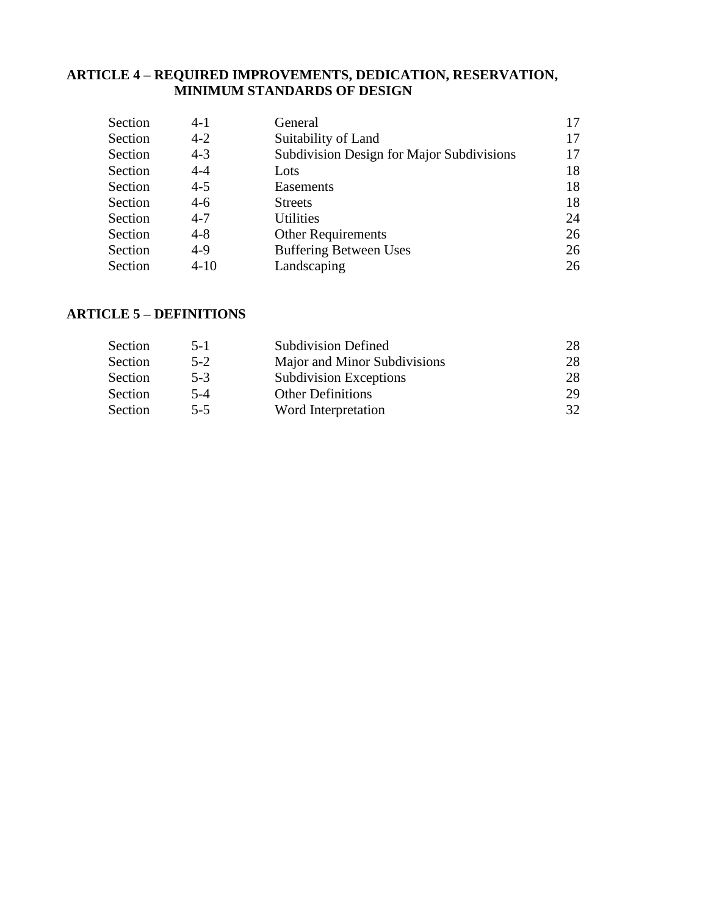## ARTICLE 4 – REQUIRED IMPROVEMENTS, DEDICATION, RESERVATION, MINIMUM STANDARDS OF DESIGN

| | | | |
|---|---|---|---|
| Section | 4-1 | General | 17 |
| Section | 4-2 | Suitability of Land | 17 |
| Section | 4-3 | Subdivision Design for Major Subdivisions | 17 |
| Section | 4-4 | Lots | 18 |
| Section | 4-5 | Easements | 18 |
| Section | 4-6 | Streets | 18 |
| Section | 4-7 | Utilities | 24 |
| Section | 4-8 | Other Requirements | 26 |
| Section | 4-9 | Buffering Between Uses | 26 |
| Section | 4-10 | Landscaping | 26 |

## ARTICLE 5 – DEFINITIONS

| | | | |
|---|---|---|---|
| Section | 5-1 | Subdivision Defined | 28 |
| Section | 5-2 | Major and Minor Subdivisions | 28 |
| Section | 5-3 | Subdivision Exceptions | 28 |
| Section | 5-4 | Other Definitions | 29 |
| Section | 5-5 | Word Interpretation | 32 |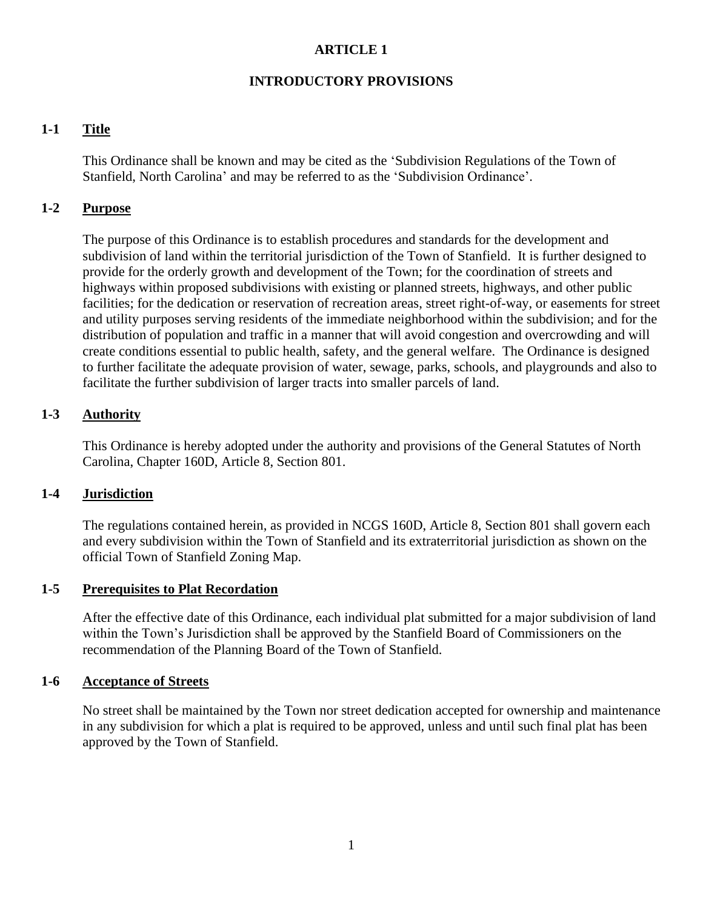# ARTICLE 1

# INTRODUCTORY PROVISIONS

## 1-1 Title

This Ordinance shall be known and may be cited as the 'Subdivision Regulations of the Town of Stanfield, North Carolina' and may be referred to as the 'Subdivision Ordinance'.

## 1-2 Purpose

The purpose of this Ordinance is to establish procedures and standards for the development and subdivision of land within the territorial jurisdiction of the Town of Stanfield. It is further designed to provide for the orderly growth and development of the Town; for the coordination of streets and highways within proposed subdivisions with existing or planned streets, highways, and other public facilities; for the dedication or reservation of recreation areas, street right-of-way, or easements for street and utility purposes serving residents of the immediate neighborhood within the subdivision; and for the distribution of population and traffic in a manner that will avoid congestion and overcrowding and will create conditions essential to public health, safety, and the general welfare. The Ordinance is designed to further facilitate the adequate provision of water, sewage, parks, schools, and playgrounds and also to facilitate the further subdivision of larger tracts into smaller parcels of land.

## 1-3 Authority

This Ordinance is hereby adopted under the authority and provisions of the General Statutes of North Carolina, Chapter 160D, Article 8, Section 801.

## 1-4 Jurisdiction

The regulations contained herein, as provided in NCGS 160D, Article 8, Section 801 shall govern each and every subdivision within the Town of Stanfield and its extraterritorial jurisdiction as shown on the official Town of Stanfield Zoning Map.

## 1-5 Prerequisites to Plat Recordation

After the effective date of this Ordinance, each individual plat submitted for a major subdivision of land within the Town's Jurisdiction shall be approved by the Stanfield Board of Commissioners on the recommendation of the Planning Board of the Town of Stanfield.

## 1-6 Acceptance of Streets

No street shall be maintained by the Town nor street dedication accepted for ownership and maintenance in any subdivision for which a plat is required to be approved, unless and until such final plat has been approved by the Town of Stanfield.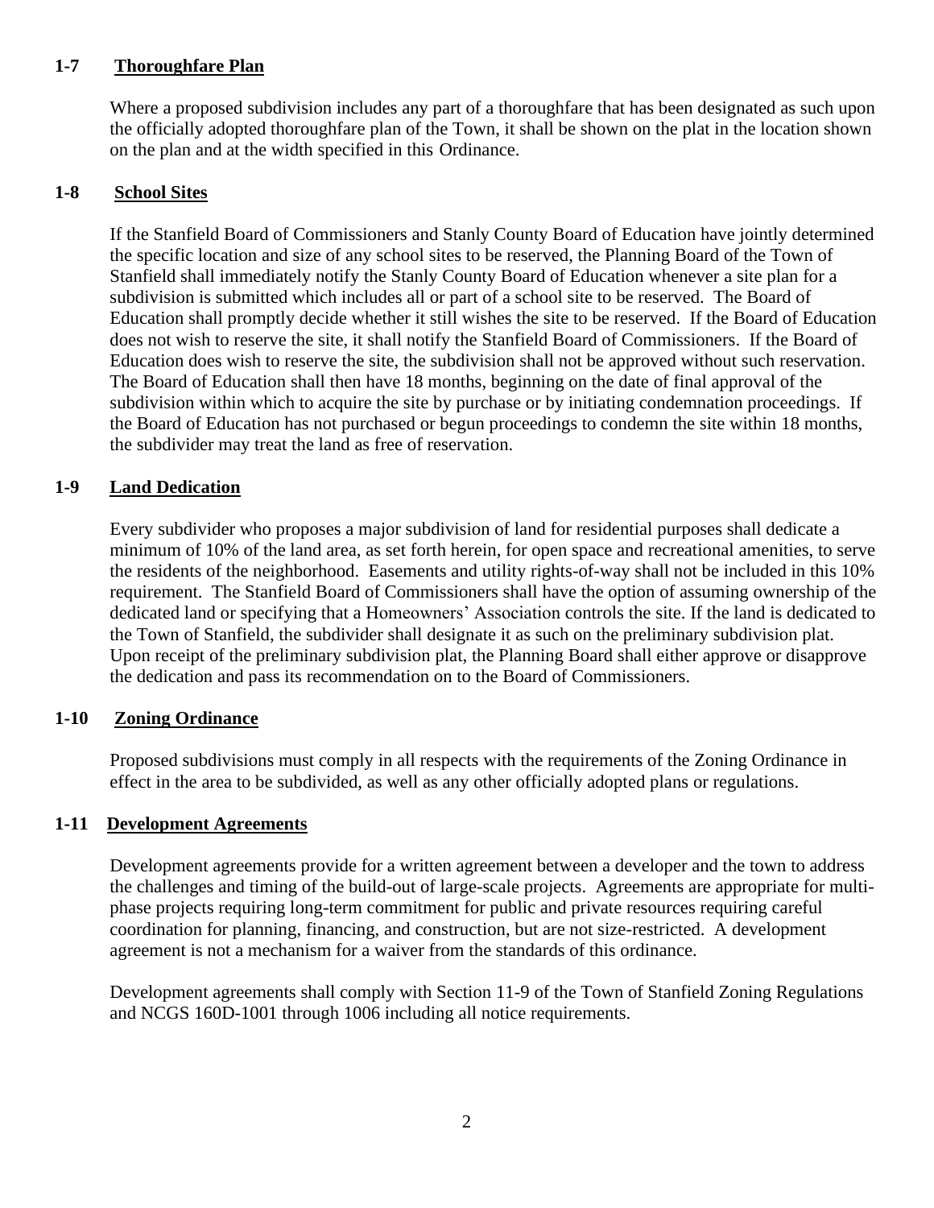### 1-7 Thoroughfare Plan

Where a proposed subdivision includes any part of a thoroughfare that has been designated as such upon the officially adopted thoroughfare plan of the Town, it shall be shown on the plat in the location shown on the plan and at the width specified in this Ordinance.

### 1-8 School Sites

If the Stanfield Board of Commissioners and Stanly County Board of Education have jointly determined the specific location and size of any school sites to be reserved, the Planning Board of the Town of Stanfield shall immediately notify the Stanly County Board of Education whenever a site plan for a subdivision is submitted which includes all or part of a school site to be reserved. The Board of Education shall promptly decide whether it still wishes the site to be reserved. If the Board of Education does not wish to reserve the site, it shall notify the Stanfield Board of Commissioners. If the Board of Education does wish to reserve the site, the subdivision shall not be approved without such reservation. The Board of Education shall then have 18 months, beginning on the date of final approval of the subdivision within which to acquire the site by purchase or by initiating condemnation proceedings. If the Board of Education has not purchased or begun proceedings to condemn the site within 18 months, the subdivider may treat the land as free of reservation.

### 1-9 Land Dedication

Every subdivider who proposes a major subdivision of land for residential purposes shall dedicate a minimum of 10% of the land area, as set forth herein, for open space and recreational amenities, to serve the residents of the neighborhood. Easements and utility rights-of-way shall not be included in this 10% requirement. The Stanfield Board of Commissioners shall have the option of assuming ownership of the dedicated land or specifying that a Homeowners' Association controls the site. If the land is dedicated to the Town of Stanfield, the subdivider shall designate it as such on the preliminary subdivision plat. Upon receipt of the preliminary subdivision plat, the Planning Board shall either approve or disapprove the dedication and pass its recommendation on to the Board of Commissioners.

### 1-10 Zoning Ordinance

Proposed subdivisions must comply in all respects with the requirements of the Zoning Ordinance in effect in the area to be subdivided, as well as any other officially adopted plans or regulations.

### 1-11 Development Agreements

Development agreements provide for a written agreement between a developer and the town to address the challenges and timing of the build-out of large-scale projects. Agreements are appropriate for multi-phase projects requiring long-term commitment for public and private resources requiring careful coordination for planning, financing, and construction, but are not size-restricted. A development agreement is not a mechanism for a waiver from the standards of this ordinance.

Development agreements shall comply with Section 11-9 of the Town of Stanfield Zoning Regulations and NCGS 160D-1001 through 1006 including all notice requirements.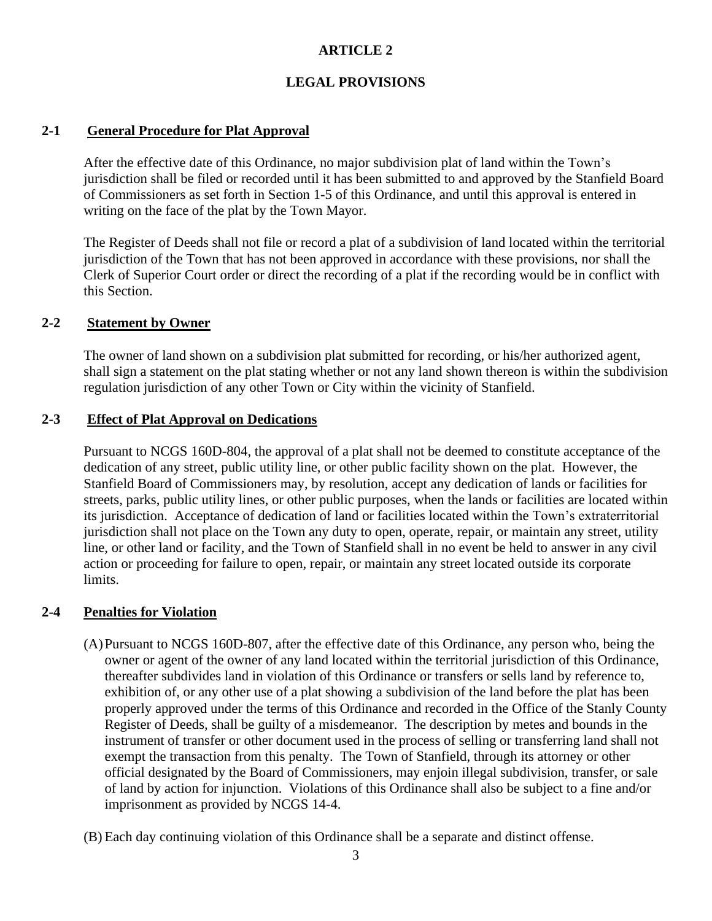# ARTICLE 2

## LEGAL PROVISIONS

### 2-1 General Procedure for Plat Approval

After the effective date of this Ordinance, no major subdivision plat of land within the Town's jurisdiction shall be filed or recorded until it has been submitted to and approved by the Stanfield Board of Commissioners as set forth in Section 1-5 of this Ordinance, and until this approval is entered in writing on the face of the plat by the Town Mayor.

The Register of Deeds shall not file or record a plat of a subdivision of land located within the territorial jurisdiction of the Town that has not been approved in accordance with these provisions, nor shall the Clerk of Superior Court order or direct the recording of a plat if the recording would be in conflict with this Section.

### 2-2 Statement by Owner

The owner of land shown on a subdivision plat submitted for recording, or his/her authorized agent, shall sign a statement on the plat stating whether or not any land shown thereon is within the subdivision regulation jurisdiction of any other Town or City within the vicinity of Stanfield.

### 2-3 Effect of Plat Approval on Dedications

Pursuant to NCGS 160D-804, the approval of a plat shall not be deemed to constitute acceptance of the dedication of any street, public utility line, or other public facility shown on the plat. However, the Stanfield Board of Commissioners may, by resolution, accept any dedication of lands or facilities for streets, parks, public utility lines, or other public purposes, when the lands or facilities are located within its jurisdiction. Acceptance of dedication of land or facilities located within the Town's extraterritorial jurisdiction shall not place on the Town any duty to open, operate, repair, or maintain any street, utility line, or other land or facility, and the Town of Stanfield shall in no event be held to answer in any civil action or proceeding for failure to open, repair, or maintain any street located outside its corporate limits.

### 2-4 Penalties for Violation

(A) Pursuant to NCGS 160D-807, after the effective date of this Ordinance, any person who, being the owner or agent of the owner of any land located within the territorial jurisdiction of this Ordinance, thereafter subdivides land in violation of this Ordinance or transfers or sells land by reference to, exhibition of, or any other use of a plat showing a subdivision of the land before the plat has been properly approved under the terms of this Ordinance and recorded in the Office of the Stanly County Register of Deeds, shall be guilty of a misdemeanor. The description by metes and bounds in the instrument of transfer or other document used in the process of selling or transferring land shall not exempt the transaction from this penalty. The Town of Stanfield, through its attorney or other official designated by the Board of Commissioners, may enjoin illegal subdivision, transfer, or sale of land by action for injunction. Violations of this Ordinance shall also be subject to a fine and/or imprisonment as provided by NCGS 14-4.

(B) Each day continuing violation of this Ordinance shall be a separate and distinct offense.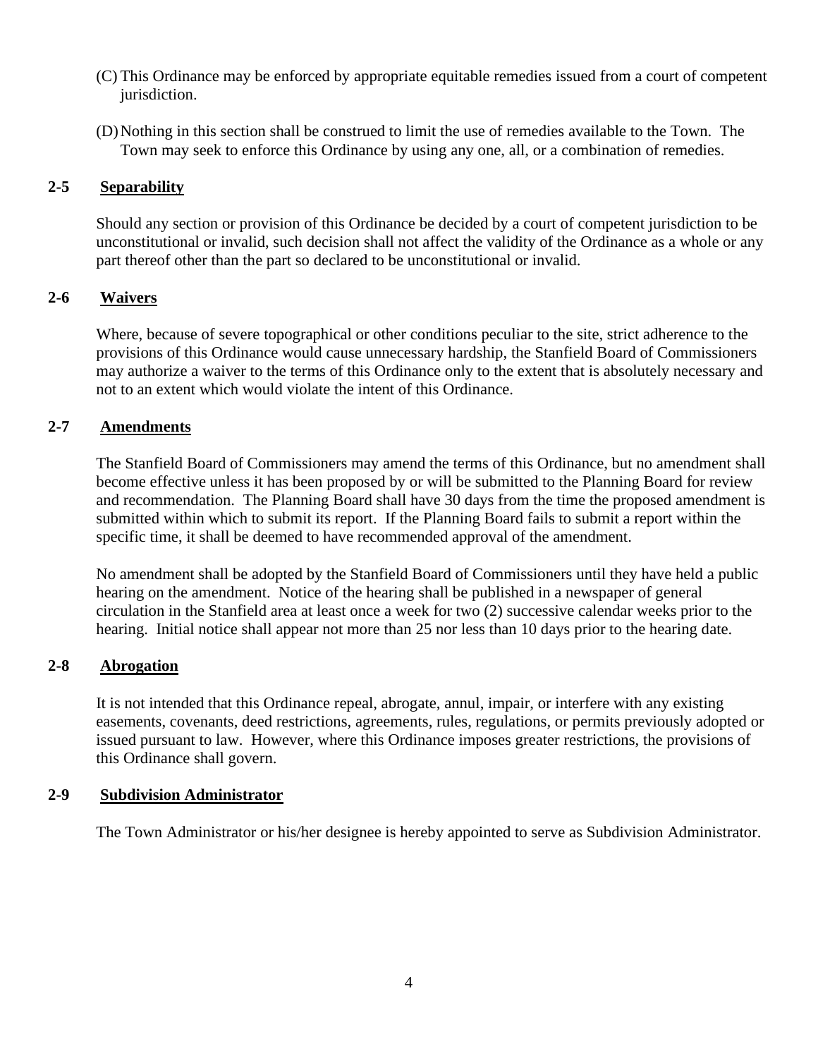(C) This Ordinance may be enforced by appropriate equitable remedies issued from a court of competent jurisdiction.

(D) Nothing in this section shall be construed to limit the use of remedies available to the Town. The Town may seek to enforce this Ordinance by using any one, all, or a combination of remedies.

### 2-5 Separability

Should any section or provision of this Ordinance be decided by a court of competent jurisdiction to be unconstitutional or invalid, such decision shall not affect the validity of the Ordinance as a whole or any part thereof other than the part so declared to be unconstitutional or invalid.

### 2-6 Waivers

Where, because of severe topographical or other conditions peculiar to the site, strict adherence to the provisions of this Ordinance would cause unnecessary hardship, the Stanfield Board of Commissioners may authorize a waiver to the terms of this Ordinance only to the extent that is absolutely necessary and not to an extent which would violate the intent of this Ordinance.

### 2-7 Amendments

The Stanfield Board of Commissioners may amend the terms of this Ordinance, but no amendment shall become effective unless it has been proposed by or will be submitted to the Planning Board for review and recommendation. The Planning Board shall have 30 days from the time the proposed amendment is submitted within which to submit its report. If the Planning Board fails to submit a report within the specific time, it shall be deemed to have recommended approval of the amendment.

No amendment shall be adopted by the Stanfield Board of Commissioners until they have held a public hearing on the amendment. Notice of the hearing shall be published in a newspaper of general circulation in the Stanfield area at least once a week for two (2) successive calendar weeks prior to the hearing. Initial notice shall appear not more than 25 nor less than 10 days prior to the hearing date.

### 2-8 Abrogation

It is not intended that this Ordinance repeal, abrogate, annul, impair, or interfere with any existing easements, covenants, deed restrictions, agreements, rules, regulations, or permits previously adopted or issued pursuant to law. However, where this Ordinance imposes greater restrictions, the provisions of this Ordinance shall govern.

### 2-9 Subdivision Administrator

The Town Administrator or his/her designee is hereby appointed to serve as Subdivision Administrator.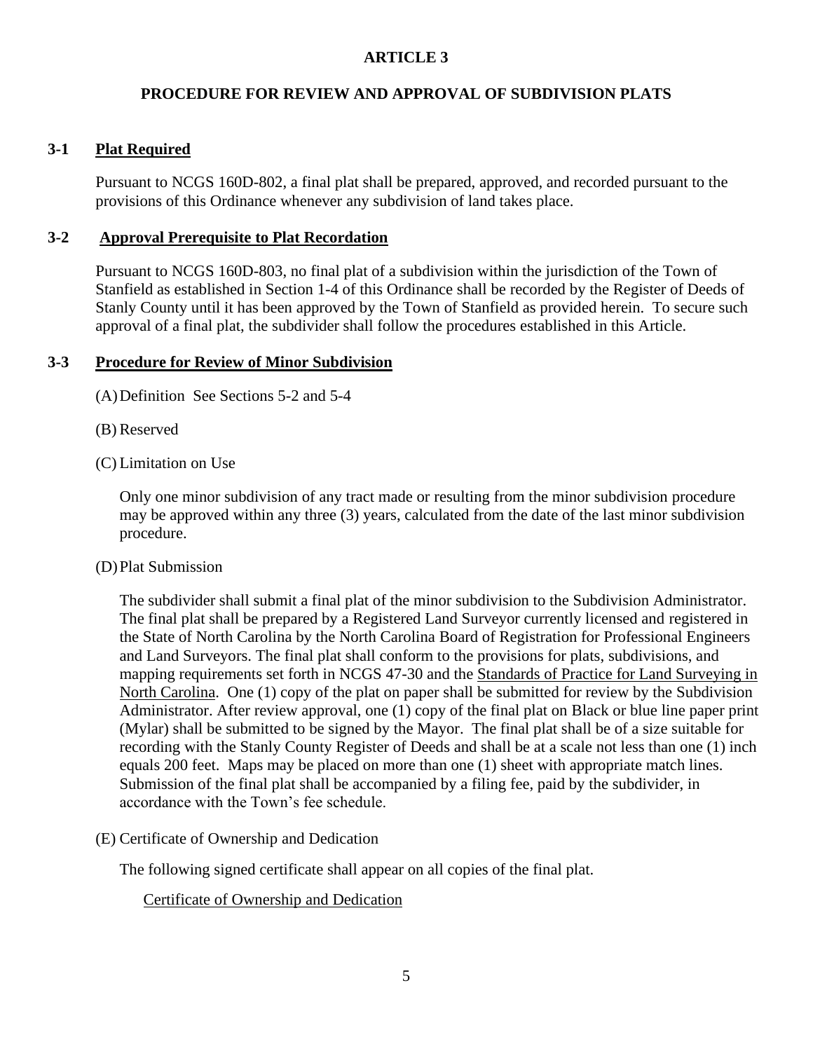# ARTICLE 3

## PROCEDURE FOR REVIEW AND APPROVAL OF SUBDIVISION PLATS

### 3-1 Plat Required

Pursuant to NCGS 160D-802, a final plat shall be prepared, approved, and recorded pursuant to the provisions of this Ordinance whenever any subdivision of land takes place.

### 3-2 Approval Prerequisite to Plat Recordation

Pursuant to NCGS 160D-803, no final plat of a subdivision within the jurisdiction of the Town of Stanfield as established in Section 1-4 of this Ordinance shall be recorded by the Register of Deeds of Stanly County until it has been approved by the Town of Stanfield as provided herein. To secure such approval of a final plat, the subdivider shall follow the procedures established in this Article.

### 3-3 Procedure for Review of Minor Subdivision

(A) Definition See Sections 5-2 and 5-4

(B) Reserved

(C) Limitation on Use

Only one minor subdivision of any tract made or resulting from the minor subdivision procedure may be approved within any three (3) years, calculated from the date of the last minor subdivision procedure.

(D) Plat Submission

The subdivider shall submit a final plat of the minor subdivision to the Subdivision Administrator. The final plat shall be prepared by a Registered Land Surveyor currently licensed and registered in the State of North Carolina by the North Carolina Board of Registration for Professional Engineers and Land Surveyors. The final plat shall conform to the provisions for plats, subdivisions, and mapping requirements set forth in NCGS 47-30 and the Standards of Practice for Land Surveying in North Carolina. One (1) copy of the plat on paper shall be submitted for review by the Subdivision Administrator. After review approval, one (1) copy of the final plat on Black or blue line paper print (Mylar) shall be submitted to be signed by the Mayor. The final plat shall be of a size suitable for recording with the Stanly County Register of Deeds and shall be at a scale not less than one (1) inch equals 200 feet. Maps may be placed on more than one (1) sheet with appropriate match lines. Submission of the final plat shall be accompanied by a filing fee, paid by the subdivider, in accordance with the Town's fee schedule.

(E) Certificate of Ownership and Dedication

The following signed certificate shall appear on all copies of the final plat.

Certificate of Ownership and Dedication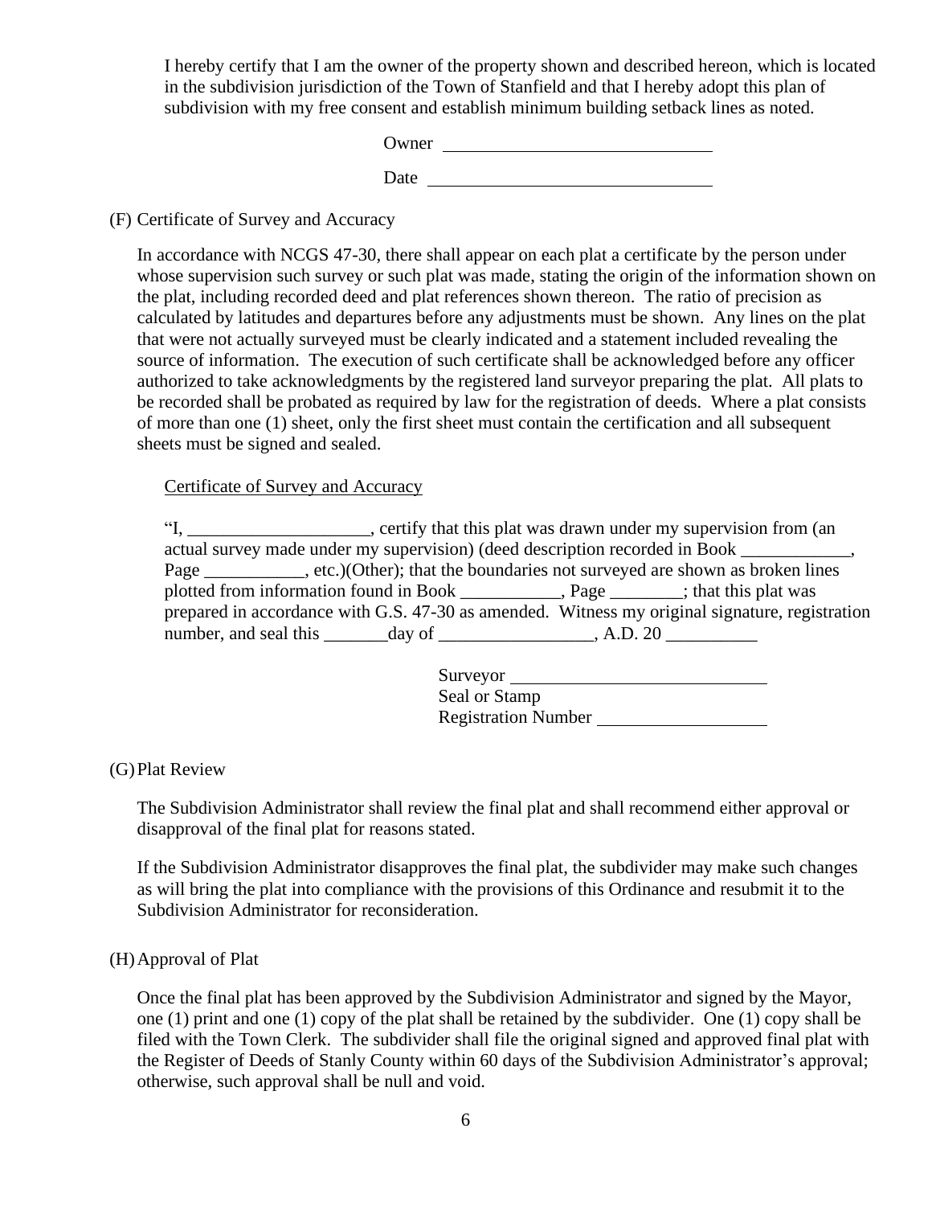I hereby certify that I am the owner of the property shown and described hereon, which is located in the subdivision jurisdiction of the Town of Stanfield and that I hereby adopt this plan of subdivision with my free consent and establish minimum building setback lines as noted.

Owner \_\_\_\_\_\_\_\_\_\_\_\_\_\_\_\_\_\_\_\_\_\_\_\_\_\_\_\_\_\_

Date \_\_\_\_\_\_\_\_\_\_\_\_\_\_\_\_\_\_\_\_\_\_\_\_\_\_\_\_\_\_\_

(F) Certificate of Survey and Accuracy

In accordance with NCGS 47-30, there shall appear on each plat a certificate by the person under whose supervision such survey or such plat was made, stating the origin of the information shown on the plat, including recorded deed and plat references shown thereon. The ratio of precision as calculated by latitudes and departures before any adjustments must be shown. Any lines on the plat that were not actually surveyed must be clearly indicated and a statement included revealing the source of information. The execution of such certificate shall be acknowledged before any officer authorized to take acknowledgments by the registered land surveyor preparing the plat. All plats to be recorded shall be probated as required by law for the registration of deeds. Where a plat consists of more than one (1) sheet, only the first sheet must contain the certification and all subsequent sheets must be signed and sealed.

<u>Certificate of Survey and Accuracy</u>

"I, \_\_\_\_\_\_\_\_\_\_\_\_\_\_\_\_\_\_\_\_, certify that this plat was drawn under my supervision from (an actual survey made under my supervision) (deed description recorded in Book \_\_\_\_\_\_\_\_\_\_\_\_, Page \_\_\_\_\_\_\_\_\_\_\_, etc.)(Other); that the boundaries not surveyed are shown as broken lines plotted from information found in Book \_\_\_\_\_\_\_\_\_\_\_, Page \_\_\_\_\_\_\_\_; that this plat was prepared in accordance with G.S. 47-30 as amended. Witness my original signature, registration number, and seal this \_\_\_\_\_\_\_day of \_\_\_\_\_\_\_\_\_\_\_\_\_\_\_\_\_, A.D. 20 \_\_\_\_\_\_\_\_\_\_

Surveyor \_\_\_\_\_\_\_\_\_\_\_\_\_\_\_\_\_\_\_\_\_\_\_\_\_\_\_\_
Seal or Stamp
Registration Number \_\_\_\_\_\_\_\_\_\_\_\_\_\_\_\_\_\_

(G) Plat Review

The Subdivision Administrator shall review the final plat and shall recommend either approval or disapproval of the final plat for reasons stated.

If the Subdivision Administrator disapproves the final plat, the subdivider may make such changes as will bring the plat into compliance with the provisions of this Ordinance and resubmit it to the Subdivision Administrator for reconsideration.

(H) Approval of Plat

Once the final plat has been approved by the Subdivision Administrator and signed by the Mayor, one (1) print and one (1) copy of the plat shall be retained by the subdivider. One (1) copy shall be filed with the Town Clerk. The subdivider shall file the original signed and approved final plat with the Register of Deeds of Stanly County within 60 days of the Subdivision Administrator's approval; otherwise, such approval shall be null and void.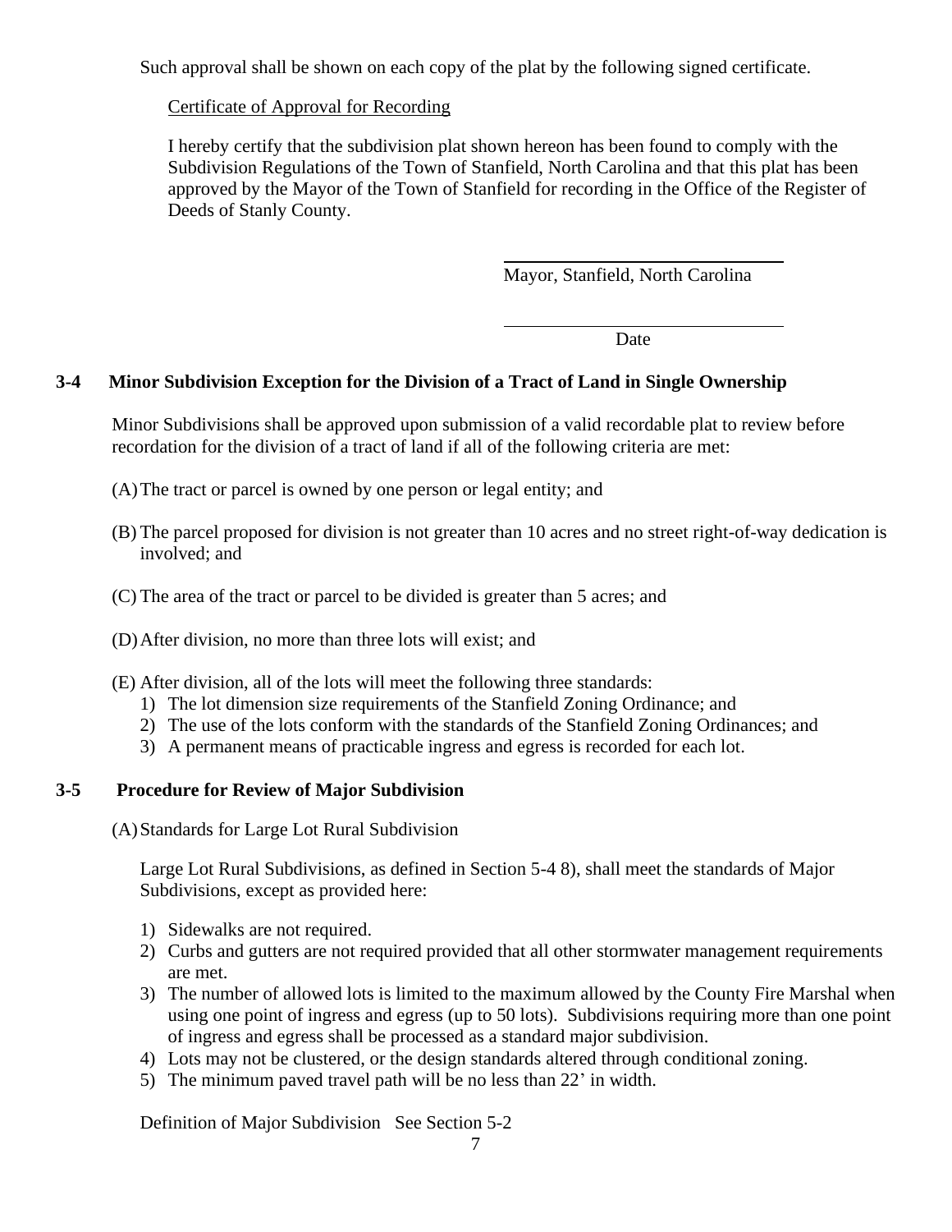Such approval shall be shown on each copy of the plat by the following signed certificate.

Certificate of Approval for Recording

I hereby certify that the subdivision plat shown hereon has been found to comply with the Subdivision Regulations of the Town of Stanfield, North Carolina and that this plat has been approved by the Mayor of the Town of Stanfield for recording in the Office of the Register of Deeds of Stanly County.

\_\_\_\_\_\_\_\_\_\_\_\_\_\_\_\_\_\_\_\_\_\_\_\_\_\_\_\_\_\_
Mayor, Stanfield, North Carolina

\_\_\_\_\_\_\_\_\_\_\_\_\_\_\_\_\_\_\_\_\_\_\_\_\_\_\_\_\_\_
Date

## 3-4 Minor Subdivision Exception for the Division of a Tract of Land in Single Ownership

Minor Subdivisions shall be approved upon submission of a valid recordable plat to review before recordation for the division of a tract of land if all of the following criteria are met:

(A) The tract or parcel is owned by one person or legal entity; and

(B) The parcel proposed for division is not greater than 10 acres and no street right-of-way dedication is involved; and

(C) The area of the tract or parcel to be divided is greater than 5 acres; and

(D) After division, no more than three lots will exist; and

(E) After division, all of the lots will meet the following three standards:
1) The lot dimension size requirements of the Stanfield Zoning Ordinance; and
2) The use of the lots conform with the standards of the Stanfield Zoning Ordinances; and
3) A permanent means of practicable ingress and egress is recorded for each lot.

## 3-5 Procedure for Review of Major Subdivision

(A) Standards for Large Lot Rural Subdivision

Large Lot Rural Subdivisions, as defined in Section 5-4 8), shall meet the standards of Major Subdivisions, except as provided here:

1) Sidewalks are not required.
2) Curbs and gutters are not required provided that all other stormwater management requirements are met.
3) The number of allowed lots is limited to the maximum allowed by the County Fire Marshal when using one point of ingress and egress (up to 50 lots). Subdivisions requiring more than one point of ingress and egress shall be processed as a standard major subdivision.
4) Lots may not be clustered, or the design standards altered through conditional zoning.
5) The minimum paved travel path will be no less than 22' in width.

Definition of Major Subdivision See Section 5-2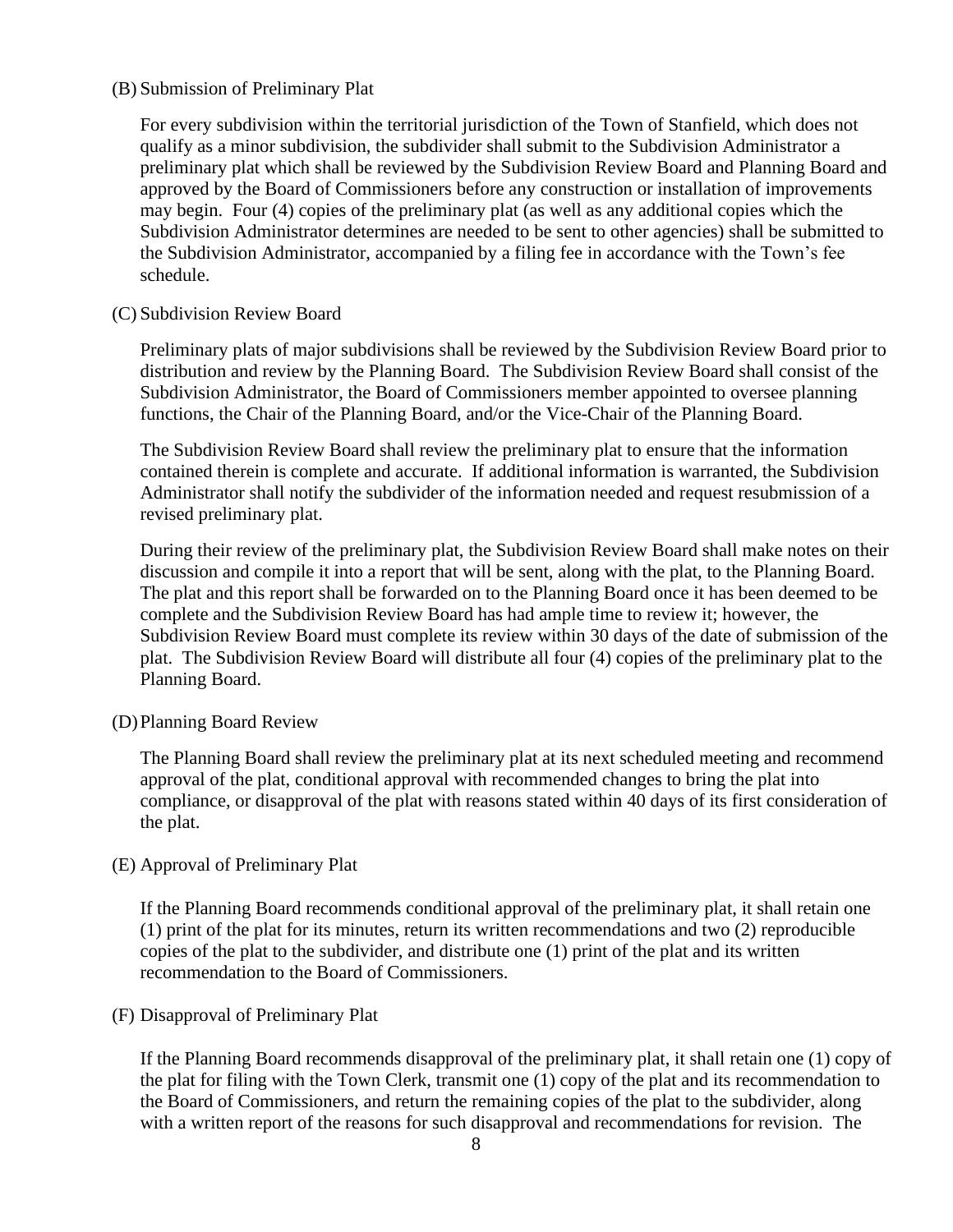(B) Submission of Preliminary Plat

For every subdivision within the territorial jurisdiction of the Town of Stanfield, which does not qualify as a minor subdivision, the subdivider shall submit to the Subdivision Administrator a preliminary plat which shall be reviewed by the Subdivision Review Board and Planning Board and approved by the Board of Commissioners before any construction or installation of improvements may begin. Four (4) copies of the preliminary plat (as well as any additional copies which the Subdivision Administrator determines are needed to be sent to other agencies) shall be submitted to the Subdivision Administrator, accompanied by a filing fee in accordance with the Town's fee schedule.

(C) Subdivision Review Board

Preliminary plats of major subdivisions shall be reviewed by the Subdivision Review Board prior to distribution and review by the Planning Board. The Subdivision Review Board shall consist of the Subdivision Administrator, the Board of Commissioners member appointed to oversee planning functions, the Chair of the Planning Board, and/or the Vice-Chair of the Planning Board.

The Subdivision Review Board shall review the preliminary plat to ensure that the information contained therein is complete and accurate. If additional information is warranted, the Subdivision Administrator shall notify the subdivider of the information needed and request resubmission of a revised preliminary plat.

During their review of the preliminary plat, the Subdivision Review Board shall make notes on their discussion and compile it into a report that will be sent, along with the plat, to the Planning Board. The plat and this report shall be forwarded on to the Planning Board once it has been deemed to be complete and the Subdivision Review Board has had ample time to review it; however, the Subdivision Review Board must complete its review within 30 days of the date of submission of the plat. The Subdivision Review Board will distribute all four (4) copies of the preliminary plat to the Planning Board.

(D) Planning Board Review

The Planning Board shall review the preliminary plat at its next scheduled meeting and recommend approval of the plat, conditional approval with recommended changes to bring the plat into compliance, or disapproval of the plat with reasons stated within 40 days of its first consideration of the plat.

(E) Approval of Preliminary Plat

If the Planning Board recommends conditional approval of the preliminary plat, it shall retain one (1) print of the plat for its minutes, return its written recommendations and two (2) reproducible copies of the plat to the subdivider, and distribute one (1) print of the plat and its written recommendation to the Board of Commissioners.

(F) Disapproval of Preliminary Plat

If the Planning Board recommends disapproval of the preliminary plat, it shall retain one (1) copy of the plat for filing with the Town Clerk, transmit one (1) copy of the plat and its recommendation to the Board of Commissioners, and return the remaining copies of the plat to the subdivider, along with a written report of the reasons for such disapproval and recommendations for revision. The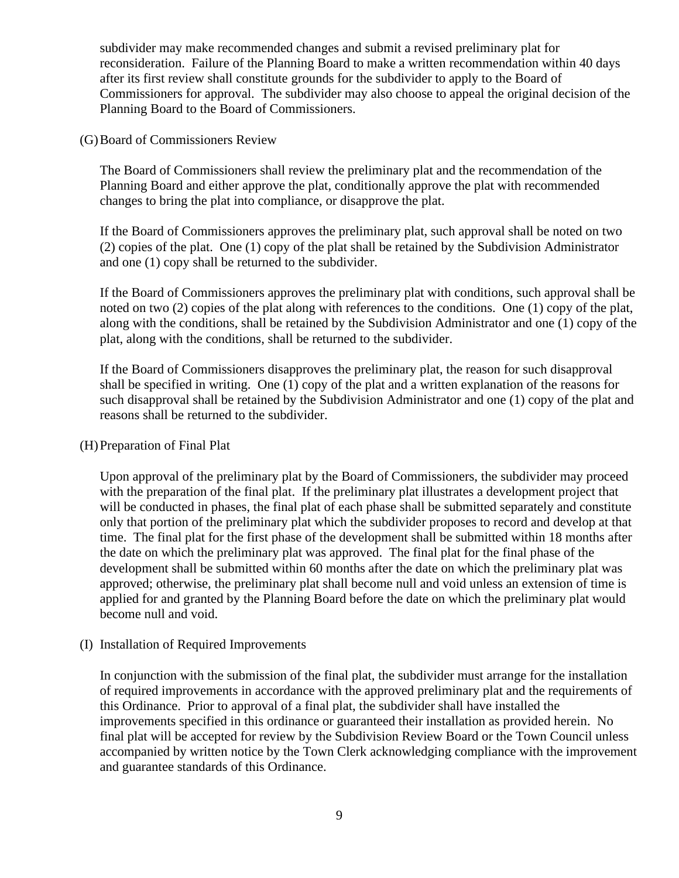subdivider may make recommended changes and submit a revised preliminary plat for reconsideration. Failure of the Planning Board to make a written recommendation within 40 days after its first review shall constitute grounds for the subdivider to apply to the Board of Commissioners for approval. The subdivider may also choose to appeal the original decision of the Planning Board to the Board of Commissioners.

(G) Board of Commissioners Review

The Board of Commissioners shall review the preliminary plat and the recommendation of the Planning Board and either approve the plat, conditionally approve the plat with recommended changes to bring the plat into compliance, or disapprove the plat.

If the Board of Commissioners approves the preliminary plat, such approval shall be noted on two (2) copies of the plat. One (1) copy of the plat shall be retained by the Subdivision Administrator and one (1) copy shall be returned to the subdivider.

If the Board of Commissioners approves the preliminary plat with conditions, such approval shall be noted on two (2) copies of the plat along with references to the conditions. One (1) copy of the plat, along with the conditions, shall be retained by the Subdivision Administrator and one (1) copy of the plat, along with the conditions, shall be returned to the subdivider.

If the Board of Commissioners disapproves the preliminary plat, the reason for such disapproval shall be specified in writing. One (1) copy of the plat and a written explanation of the reasons for such disapproval shall be retained by the Subdivision Administrator and one (1) copy of the plat and reasons shall be returned to the subdivider.

(H) Preparation of Final Plat

Upon approval of the preliminary plat by the Board of Commissioners, the subdivider may proceed with the preparation of the final plat. If the preliminary plat illustrates a development project that will be conducted in phases, the final plat of each phase shall be submitted separately and constitute only that portion of the preliminary plat which the subdivider proposes to record and develop at that time. The final plat for the first phase of the development shall be submitted within 18 months after the date on which the preliminary plat was approved. The final plat for the final phase of the development shall be submitted within 60 months after the date on which the preliminary plat was approved; otherwise, the preliminary plat shall become null and void unless an extension of time is applied for and granted by the Planning Board before the date on which the preliminary plat would become null and void.

(I) Installation of Required Improvements

In conjunction with the submission of the final plat, the subdivider must arrange for the installation of required improvements in accordance with the approved preliminary plat and the requirements of this Ordinance. Prior to approval of a final plat, the subdivider shall have installed the improvements specified in this ordinance or guaranteed their installation as provided herein. No final plat will be accepted for review by the Subdivision Review Board or the Town Council unless accompanied by written notice by the Town Clerk acknowledging compliance with the improvement and guarantee standards of this Ordinance.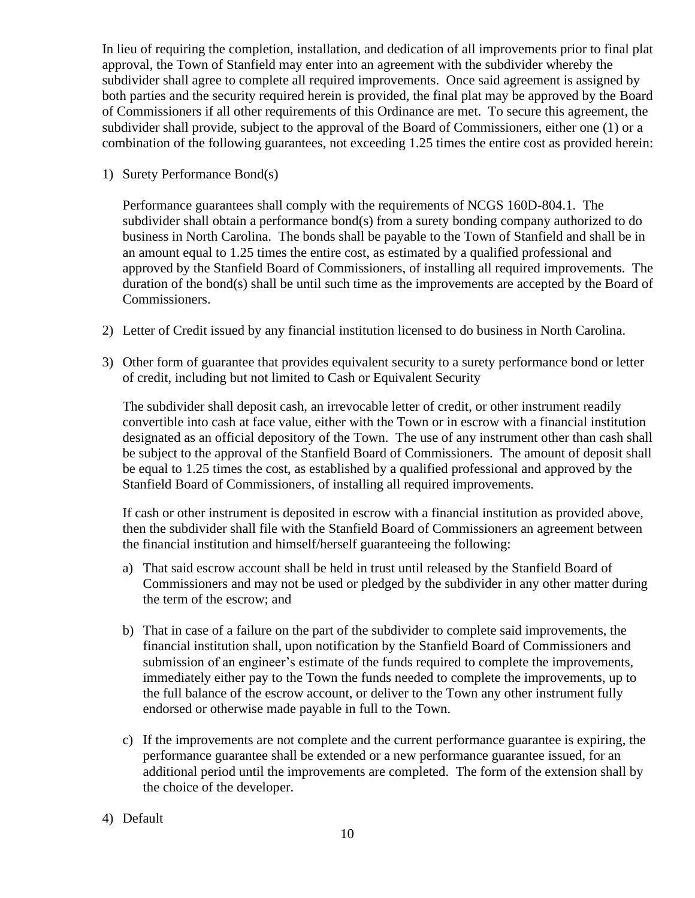In lieu of requiring the completion, installation, and dedication of all improvements prior to final plat approval, the Town of Stanfield may enter into an agreement with the subdivider whereby the subdivider shall agree to complete all required improvements. Once said agreement is assigned by both parties and the security required herein is provided, the final plat may be approved by the Board of Commissioners if all other requirements of this Ordinance are met. To secure this agreement, the subdivider shall provide, subject to the approval of the Board of Commissioners, either one (1) or a combination of the following guarantees, not exceeding 1.25 times the entire cost as provided herein:

1) Surety Performance Bond(s)

   Performance guarantees shall comply with the requirements of NCGS 160D-804.1. The subdivider shall obtain a performance bond(s) from a surety bonding company authorized to do business in North Carolina. The bonds shall be payable to the Town of Stanfield and shall be in an amount equal to 1.25 times the entire cost, as estimated by a qualified professional and approved by the Stanfield Board of Commissioners, of installing all required improvements. The duration of the bond(s) shall be until such time as the improvements are accepted by the Board of Commissioners.

2) Letter of Credit issued by any financial institution licensed to do business in North Carolina.

3) Other form of guarantee that provides equivalent security to a surety performance bond or letter of credit, including but not limited to Cash or Equivalent Security

   The subdivider shall deposit cash, an irrevocable letter of credit, or other instrument readily convertible into cash at face value, either with the Town or in escrow with a financial institution designated as an official depository of the Town. The use of any instrument other than cash shall be subject to the approval of the Stanfield Board of Commissioners. The amount of deposit shall be equal to 1.25 times the cost, as established by a qualified professional and approved by the Stanfield Board of Commissioners, of installing all required improvements.

   If cash or other instrument is deposited in escrow with a financial institution as provided above, then the subdivider shall file with the Stanfield Board of Commissioners an agreement between the financial institution and himself/herself guaranteeing the following:

   a) That said escrow account shall be held in trust until released by the Stanfield Board of Commissioners and may not be used or pledged by the subdivider in any other matter during the term of the escrow; and

   b) That in case of a failure on the part of the subdivider to complete said improvements, the financial institution shall, upon notification by the Stanfield Board of Commissioners and submission of an engineer's estimate of the funds required to complete the improvements, immediately either pay to the Town the funds needed to complete the improvements, up to the full balance of the escrow account, or deliver to the Town any other instrument fully endorsed or otherwise made payable in full to the Town.

   c) If the improvements are not complete and the current performance guarantee is expiring, the performance guarantee shall be extended or a new performance guarantee issued, for an additional period until the improvements are completed. The form of the extension shall by the choice of the developer.

4) Default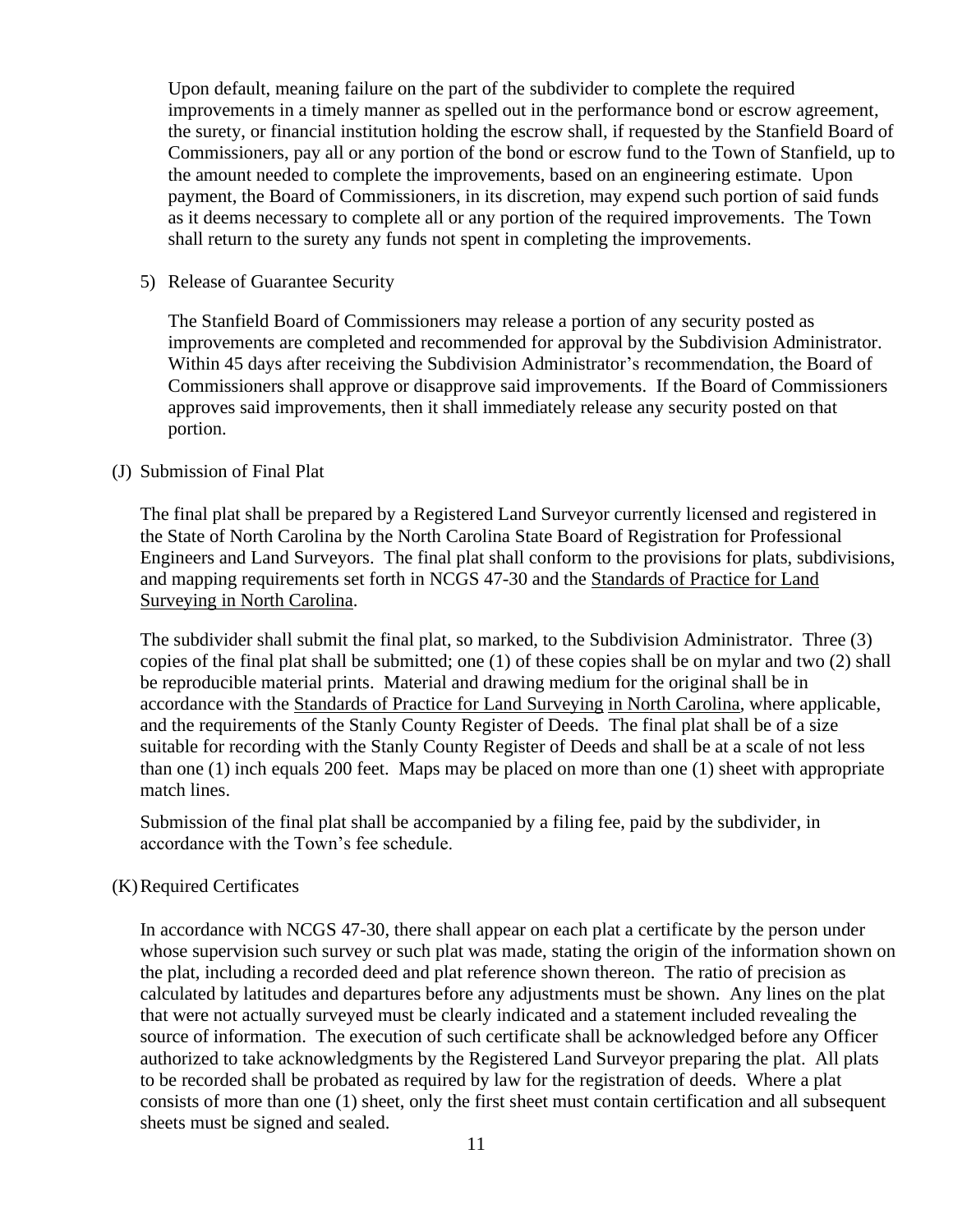Upon default, meaning failure on the part of the subdivider to complete the required improvements in a timely manner as spelled out in the performance bond or escrow agreement, the surety, or financial institution holding the escrow shall, if requested by the Stanfield Board of Commissioners, pay all or any portion of the bond or escrow fund to the Town of Stanfield, up to the amount needed to complete the improvements, based on an engineering estimate. Upon payment, the Board of Commissioners, in its discretion, may expend such portion of said funds as it deems necessary to complete all or any portion of the required improvements. The Town shall return to the surety any funds not spent in completing the improvements.

5) Release of Guarantee Security

The Stanfield Board of Commissioners may release a portion of any security posted as improvements are completed and recommended for approval by the Subdivision Administrator. Within 45 days after receiving the Subdivision Administrator's recommendation, the Board of Commissioners shall approve or disapprove said improvements. If the Board of Commissioners approves said improvements, then it shall immediately release any security posted on that portion.

(J) Submission of Final Plat

The final plat shall be prepared by a Registered Land Surveyor currently licensed and registered in the State of North Carolina by the North Carolina State Board of Registration for Professional Engineers and Land Surveyors. The final plat shall conform to the provisions for plats, subdivisions, and mapping requirements set forth in NCGS 47-30 and the Standards of Practice for Land Surveying in North Carolina.

The subdivider shall submit the final plat, so marked, to the Subdivision Administrator. Three (3) copies of the final plat shall be submitted; one (1) of these copies shall be on mylar and two (2) shall be reproducible material prints. Material and drawing medium for the original shall be in accordance with the Standards of Practice for Land Surveying in North Carolina, where applicable, and the requirements of the Stanly County Register of Deeds. The final plat shall be of a size suitable for recording with the Stanly County Register of Deeds and shall be at a scale of not less than one (1) inch equals 200 feet. Maps may be placed on more than one (1) sheet with appropriate match lines.

Submission of the final plat shall be accompanied by a filing fee, paid by the subdivider, in accordance with the Town's fee schedule.

(K) Required Certificates

In accordance with NCGS 47-30, there shall appear on each plat a certificate by the person under whose supervision such survey or such plat was made, stating the origin of the information shown on the plat, including a recorded deed and plat reference shown thereon. The ratio of precision as calculated by latitudes and departures before any adjustments must be shown. Any lines on the plat that were not actually surveyed must be clearly indicated and a statement included revealing the source of information. The execution of such certificate shall be acknowledged before any Officer authorized to take acknowledgments by the Registered Land Surveyor preparing the plat. All plats to be recorded shall be probated as required by law for the registration of deeds. Where a plat consists of more than one (1) sheet, only the first sheet must contain certification and all subsequent sheets must be signed and sealed.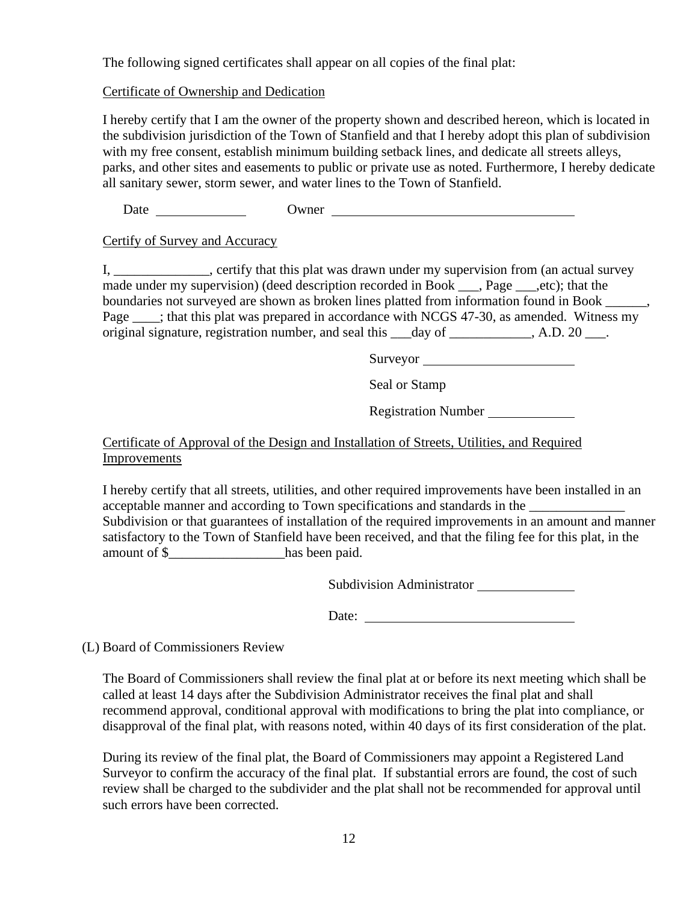The following signed certificates shall appear on all copies of the final plat:

Certificate of Ownership and Dedication

I hereby certify that I am the owner of the property shown and described hereon, which is located in the subdivision jurisdiction of the Town of Stanfield and that I hereby adopt this plan of subdivision with my free consent, establish minimum building setback lines, and dedicate all streets alleys, parks, and other sites and easements to public or private use as noted. Furthermore, I hereby dedicate all sanitary sewer, storm sewer, and water lines to the Town of Stanfield.

Date ____________ Owner ____________________________________

Certify of Survey and Accuracy

I, ______________, certify that this plat was drawn under my supervision from (an actual survey made under my supervision) (deed description recorded in Book ___, Page ___,etc); that the boundaries not surveyed are shown as broken lines platted from information found in Book ______, Page ____; that this plat was prepared in accordance with NCGS 47-30, as amended. Witness my original signature, registration number, and seal this ___day of ____________, A.D. 20 ___.

Surveyor ______________________

Seal or Stamp

Registration Number ____________

Certificate of Approval of the Design and Installation of Streets, Utilities, and Required Improvements

I hereby certify that all streets, utilities, and other required improvements have been installed in an acceptable manner and according to Town specifications and standards in the ______________ Subdivision or that guarantees of installation of the required improvements in an amount and manner satisfactory to the Town of Stanfield have been received, and that the filing fee for this plat, in the amount of $_________________has been paid.

Subdivision Administrator ______________

Date: ______________________________

(L) Board of Commissioners Review

The Board of Commissioners shall review the final plat at or before its next meeting which shall be called at least 14 days after the Subdivision Administrator receives the final plat and shall recommend approval, conditional approval with modifications to bring the plat into compliance, or disapproval of the final plat, with reasons noted, within 40 days of its first consideration of the plat.

During its review of the final plat, the Board of Commissioners may appoint a Registered Land Surveyor to confirm the accuracy of the final plat. If substantial errors are found, the cost of such review shall be charged to the subdivider and the plat shall not be recommended for approval until such errors have been corrected.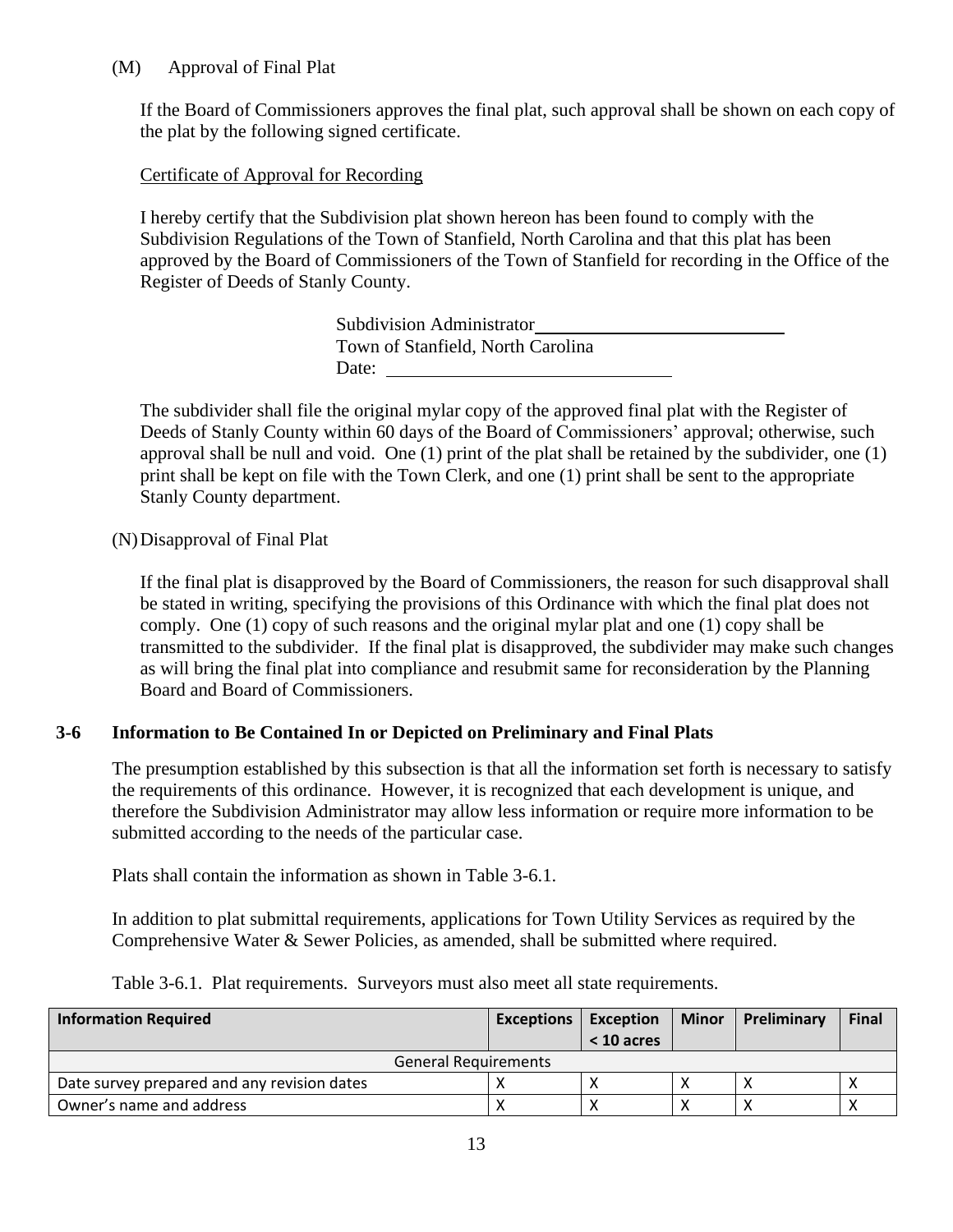(M) Approval of Final Plat

If the Board of Commissioners approves the final plat, such approval shall be shown on each copy of the plat by the following signed certificate.

<u>Certificate of Approval for Recording</u>

I hereby certify that the Subdivision plat shown hereon has been found to comply with the Subdivision Regulations of the Town of Stanfield, North Carolina and that this plat has been approved by the Board of Commissioners of the Town of Stanfield for recording in the Office of the Register of Deeds of Stanly County.

Subdivision Administrator\_\_\_\_\_\_\_\_\_\_\_\_\_\_\_\_\_\_\_\_\_\_\_\_\_\_\_\_
Town of Stanfield, North Carolina
Date: \_\_\_\_\_\_\_\_\_\_\_\_\_\_\_\_\_\_\_\_\_\_\_\_\_\_\_\_

The subdivider shall file the original mylar copy of the approved final plat with the Register of Deeds of Stanly County within 60 days of the Board of Commissioners' approval; otherwise, such approval shall be null and void. One (1) print of the plat shall be retained by the subdivider, one (1) print shall be kept on file with the Town Clerk, and one (1) print shall be sent to the appropriate Stanly County department.

(N) Disapproval of Final Plat

If the final plat is disapproved by the Board of Commissioners, the reason for such disapproval shall be stated in writing, specifying the provisions of this Ordinance with which the final plat does not comply. One (1) copy of such reasons and the original mylar plat and one (1) copy shall be transmitted to the subdivider. If the final plat is disapproved, the subdivider may make such changes as will bring the final plat into compliance and resubmit same for reconsideration by the Planning Board and Board of Commissioners.

## 3-6 Information to Be Contained In or Depicted on Preliminary and Final Plats

The presumption established by this subsection is that all the information set forth is necessary to satisfy the requirements of this ordinance. However, it is recognized that each development is unique, and therefore the Subdivision Administrator may allow less information or require more information to be submitted according to the needs of the particular case.

Plats shall contain the information as shown in Table 3-6.1.

In addition to plat submittal requirements, applications for Town Utility Services as required by the Comprehensive Water & Sewer Policies, as amended, shall be submitted where required.

Table 3-6.1. Plat requirements. Surveyors must also meet all state requirements.

| Information Required | Exceptions | Exception < 10 acres | Minor | Preliminary | Final |
|---|---|---|---|---|---|
| General Requirements | | | | | |
| Date survey prepared and any revision dates | X | X | X | X | X |
| Owner's name and address | X | X | X | X | X |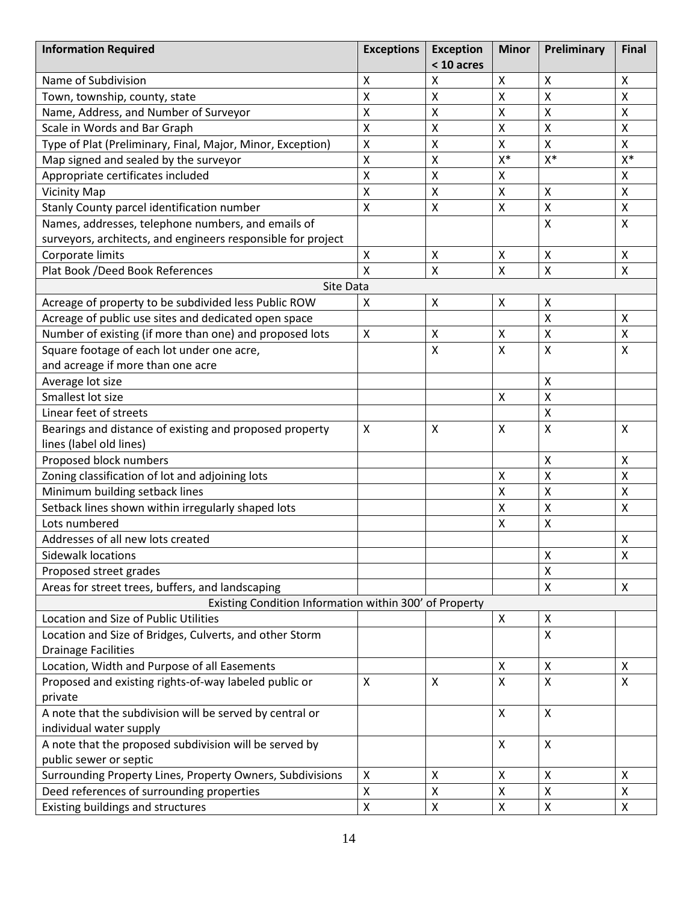| Information Required | Exceptions | Exception < 10 acres | Minor | Preliminary | Final |
|---|---|---|---|---|---|
| Name of Subdivision | X | X | X | X | X |
| Town, township, county, state | X | X | X | X | X |
| Name, Address, and Number of Surveyor | X | X | X | X | X |
| Scale in Words and Bar Graph | X | X | X | X | X |
| Type of Plat (Preliminary, Final, Major, Minor, Exception) | X | X | X | X | X |
| Map signed and sealed by the surveyor | X | X | X* | X* | X* |
| Appropriate certificates included | X | X | X | | X |
| Vicinity Map | X | X | X | X | X |
| Stanly County parcel identification number | X | X | X | X | X |
| Names, addresses, telephone numbers, and emails of surveyors, architects, and engineers responsible for project | | | | X | X |
| Corporate limits | X | X | X | X | X |
| Plat Book /Deed Book References | X | X | X | X | X |
| Site Data | | | | | |
| Acreage of property to be subdivided less Public ROW | X | X | X | X | |
| Acreage of public use sites and dedicated open space | | | | X | X |
| Number of existing (if more than one) and proposed lots | X | X | X | X | X |
| Square footage of each lot under one acre, and acreage if more than one acre | | X | X | X | X |
| Average lot size | | | | X | |
| Smallest lot size | | | X | X | |
| Linear feet of streets | | | | X | |
| Bearings and distance of existing and proposed property lines (label old lines) | X | X | X | X | X |
| Proposed block numbers | | | | X | X |
| Zoning classification of lot and adjoining lots | | | X | X | X |
| Minimum building setback lines | | | X | X | X |
| Setback lines shown within irregularly shaped lots | | | X | X | X |
| Lots numbered | | | X | X | |
| Addresses of all new lots created | | | | | X |
| Sidewalk locations | | | | X | X |
| Proposed street grades | | | | X | |
| Areas for street trees, buffers, and landscaping | | | | X | X |
| Existing Condition Information within 300' of Property | | | | | |
| Location and Size of Public Utilities | | | X | X | |
| Location and Size of Bridges, Culverts, and other Storm Drainage Facilities | | | | X | |
| Location, Width and Purpose of all Easements | | | X | X | X |
| Proposed and existing rights-of-way labeled public or private | X | X | X | X | X |
| A note that the subdivision will be served by central or individual water supply | | | X | X | |
| A note that the proposed subdivision will be served by public sewer or septic | | | X | X | |
| Surrounding Property Lines, Property Owners, Subdivisions | X | X | X | X | X |
| Deed references of surrounding properties | X | X | X | X | X |
| Existing buildings and structures | X | X | X | X | X |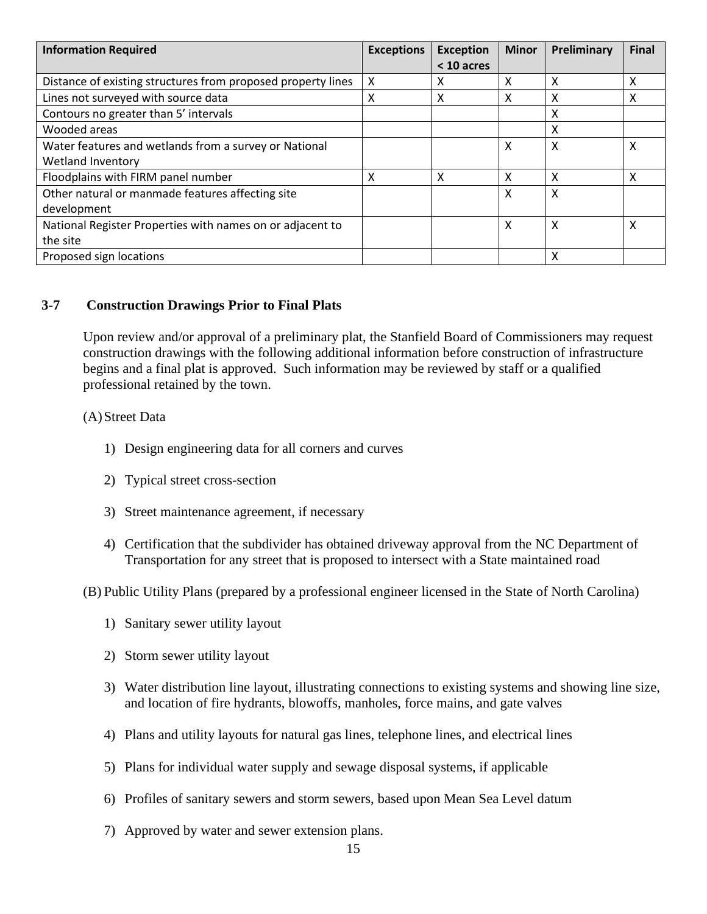| Information Required | Exceptions | Exception < 10 acres | Minor | Preliminary | Final |
| --- | --- | --- | --- | --- | --- |
| Distance of existing structures from proposed property lines | X | X | X | X | X |
| Lines not surveyed with source data | X | X | X | X | X |
| Contours no greater than 5' intervals | | | | X | |
| Wooded areas | | | | X | |
| Water features and wetlands from a survey or National Wetland Inventory | | | X | X | X |
| Floodplains with FIRM panel number | X | X | X | X | X |
| Other natural or manmade features affecting site development | | | X | X | |
| National Register Properties with names on or adjacent to the site | | | X | X | X |
| Proposed sign locations | | | | X | |

## 3-7 Construction Drawings Prior to Final Plats

Upon review and/or approval of a preliminary plat, the Stanfield Board of Commissioners may request construction drawings with the following additional information before construction of infrastructure begins and a final plat is approved. Such information may be reviewed by staff or a qualified professional retained by the town.

(A) Street Data

1) Design engineering data for all corners and curves
2) Typical street cross-section
3) Street maintenance agreement, if necessary
4) Certification that the subdivider has obtained driveway approval from the NC Department of Transportation for any street that is proposed to intersect with a State maintained road

(B) Public Utility Plans (prepared by a professional engineer licensed in the State of North Carolina)

1) Sanitary sewer utility layout
2) Storm sewer utility layout
3) Water distribution line layout, illustrating connections to existing systems and showing line size, and location of fire hydrants, blowoffs, manholes, force mains, and gate valves
4) Plans and utility layouts for natural gas lines, telephone lines, and electrical lines
5) Plans for individual water supply and sewage disposal systems, if applicable
6) Profiles of sanitary sewers and storm sewers, based upon Mean Sea Level datum
7) Approved by water and sewer extension plans.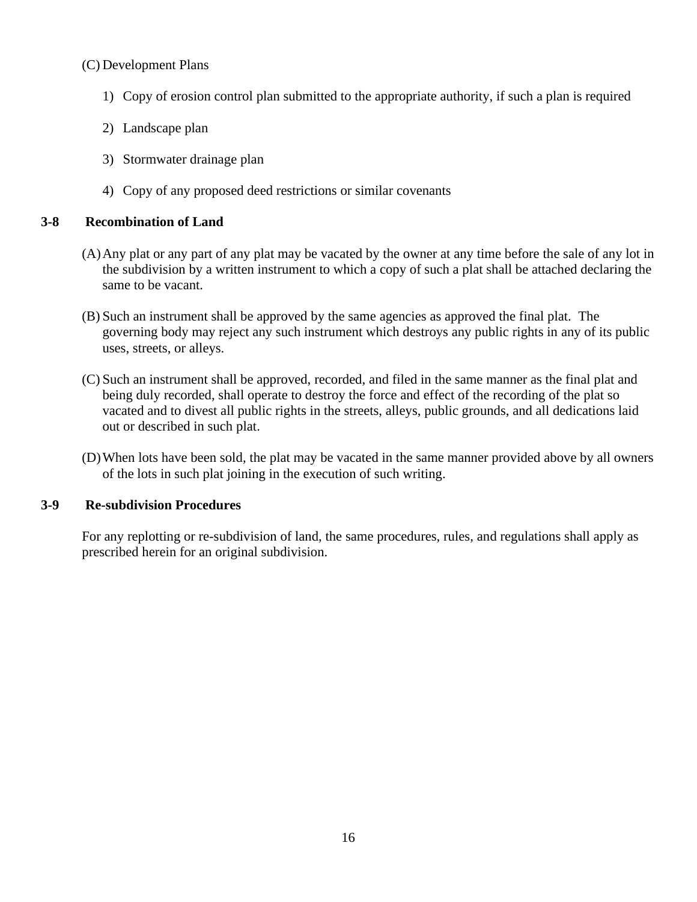(C) Development Plans

1) Copy of erosion control plan submitted to the appropriate authority, if such a plan is required

2) Landscape plan

3) Stormwater drainage plan

4) Copy of any proposed deed restrictions or similar covenants

### 3-8 Recombination of Land

(A) Any plat or any part of any plat may be vacated by the owner at any time before the sale of any lot in the subdivision by a written instrument to which a copy of such a plat shall be attached declaring the same to be vacant.

(B) Such an instrument shall be approved by the same agencies as approved the final plat. The governing body may reject any such instrument which destroys any public rights in any of its public uses, streets, or alleys.

(C) Such an instrument shall be approved, recorded, and filed in the same manner as the final plat and being duly recorded, shall operate to destroy the force and effect of the recording of the plat so vacated and to divest all public rights in the streets, alleys, public grounds, and all dedications laid out or described in such plat.

(D) When lots have been sold, the plat may be vacated in the same manner provided above by all owners of the lots in such plat joining in the execution of such writing.

### 3-9 Re-subdivision Procedures

For any replotting or re-subdivision of land, the same procedures, rules, and regulations shall apply as prescribed herein for an original subdivision.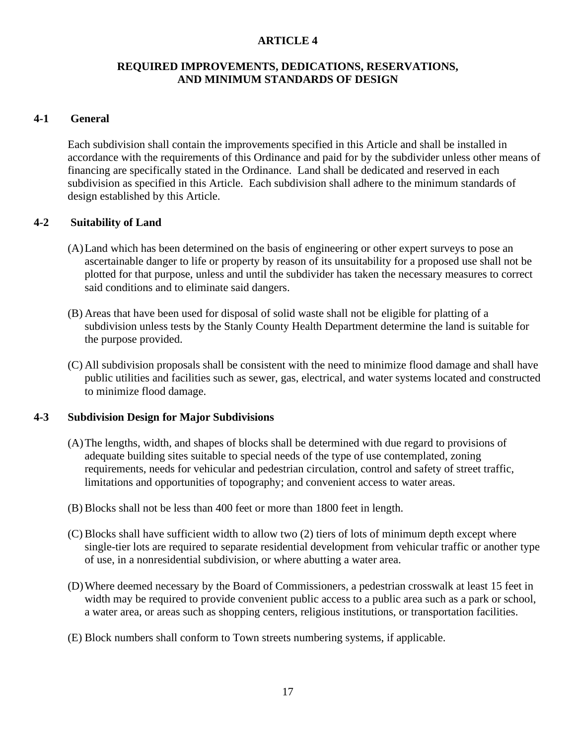# ARTICLE 4

## REQUIRED IMPROVEMENTS, DEDICATIONS, RESERVATIONS, AND MINIMUM STANDARDS OF DESIGN

### 4-1 General

Each subdivision shall contain the improvements specified in this Article and shall be installed in accordance with the requirements of this Ordinance and paid for by the subdivider unless other means of financing are specifically stated in the Ordinance. Land shall be dedicated and reserved in each subdivision as specified in this Article. Each subdivision shall adhere to the minimum standards of design established by this Article.

### 4-2 Suitability of Land

(A) Land which has been determined on the basis of engineering or other expert surveys to pose an ascertainable danger to life or property by reason of its unsuitability for a proposed use shall not be plotted for that purpose, unless and until the subdivider has taken the necessary measures to correct said conditions and to eliminate said dangers.

(B) Areas that have been used for disposal of solid waste shall not be eligible for platting of a subdivision unless tests by the Stanly County Health Department determine the land is suitable for the purpose provided.

(C) All subdivision proposals shall be consistent with the need to minimize flood damage and shall have public utilities and facilities such as sewer, gas, electrical, and water systems located and constructed to minimize flood damage.

### 4-3 Subdivision Design for Major Subdivisions

(A) The lengths, width, and shapes of blocks shall be determined with due regard to provisions of adequate building sites suitable to special needs of the type of use contemplated, zoning requirements, needs for vehicular and pedestrian circulation, control and safety of street traffic, limitations and opportunities of topography; and convenient access to water areas.

(B) Blocks shall not be less than 400 feet or more than 1800 feet in length.

(C) Blocks shall have sufficient width to allow two (2) tiers of lots of minimum depth except where single-tier lots are required to separate residential development from vehicular traffic or another type of use, in a nonresidential subdivision, or where abutting a water area.

(D) Where deemed necessary by the Board of Commissioners, a pedestrian crosswalk at least 15 feet in width may be required to provide convenient public access to a public area such as a park or school, a water area, or areas such as shopping centers, religious institutions, or transportation facilities.

(E) Block numbers shall conform to Town streets numbering systems, if applicable.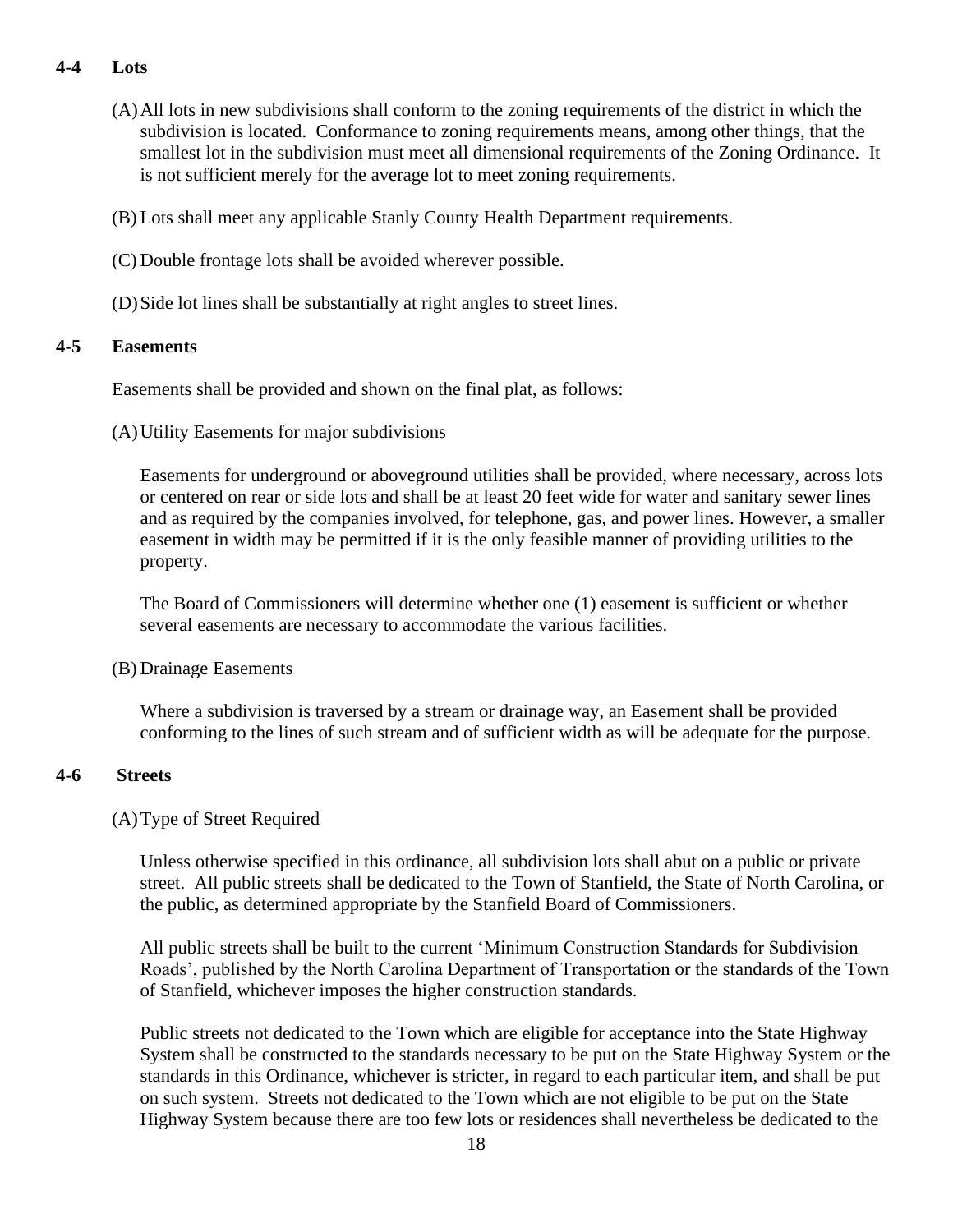### 4-4 Lots

(A) All lots in new subdivisions shall conform to the zoning requirements of the district in which the subdivision is located. Conformance to zoning requirements means, among other things, that the smallest lot in the subdivision must meet all dimensional requirements of the Zoning Ordinance. It is not sufficient merely for the average lot to meet zoning requirements.

(B) Lots shall meet any applicable Stanly County Health Department requirements.

(C) Double frontage lots shall be avoided wherever possible.

(D) Side lot lines shall be substantially at right angles to street lines.

### 4-5 Easements

Easements shall be provided and shown on the final plat, as follows:

(A) Utility Easements for major subdivisions

Easements for underground or aboveground utilities shall be provided, where necessary, across lots or centered on rear or side lots and shall be at least 20 feet wide for water and sanitary sewer lines and as required by the companies involved, for telephone, gas, and power lines. However, a smaller easement in width may be permitted if it is the only feasible manner of providing utilities to the property.

The Board of Commissioners will determine whether one (1) easement is sufficient or whether several easements are necessary to accommodate the various facilities.

(B) Drainage Easements

Where a subdivision is traversed by a stream or drainage way, an Easement shall be provided conforming to the lines of such stream and of sufficient width as will be adequate for the purpose.

### 4-6 Streets

(A) Type of Street Required

Unless otherwise specified in this ordinance, all subdivision lots shall abut on a public or private street. All public streets shall be dedicated to the Town of Stanfield, the State of North Carolina, or the public, as determined appropriate by the Stanfield Board of Commissioners.

All public streets shall be built to the current 'Minimum Construction Standards for Subdivision Roads', published by the North Carolina Department of Transportation or the standards of the Town of Stanfield, whichever imposes the higher construction standards.

Public streets not dedicated to the Town which are eligible for acceptance into the State Highway System shall be constructed to the standards necessary to be put on the State Highway System or the standards in this Ordinance, whichever is stricter, in regard to each particular item, and shall be put on such system. Streets not dedicated to the Town which are not eligible to be put on the State Highway System because there are too few lots or residences shall nevertheless be dedicated to the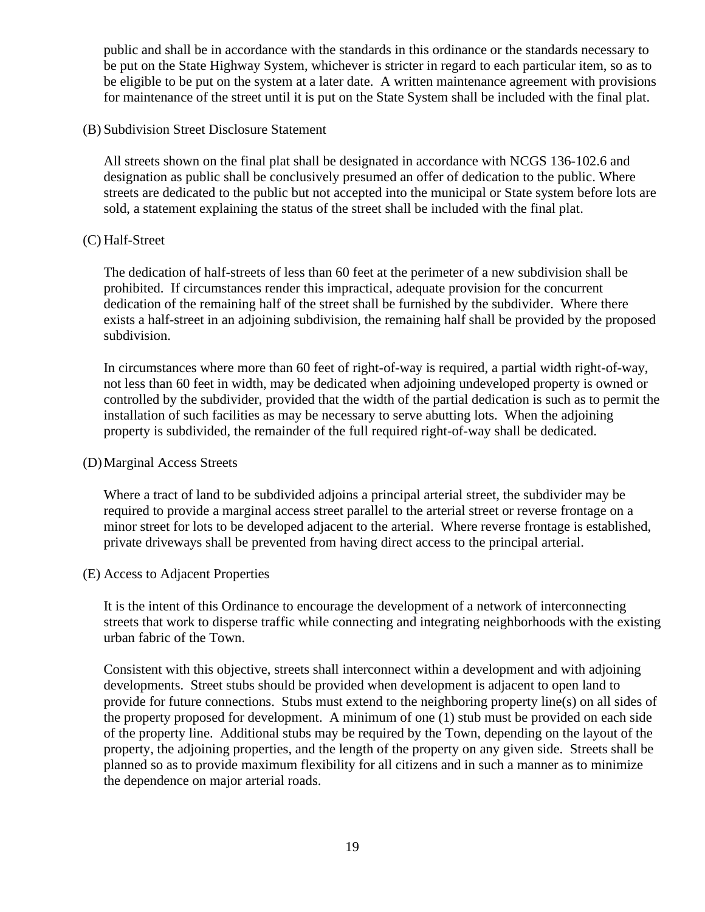public and shall be in accordance with the standards in this ordinance or the standards necessary to be put on the State Highway System, whichever is stricter in regard to each particular item, so as to be eligible to be put on the system at a later date. A written maintenance agreement with provisions for maintenance of the street until it is put on the State System shall be included with the final plat.

(B) Subdivision Street Disclosure Statement

All streets shown on the final plat shall be designated in accordance with NCGS 136-102.6 and designation as public shall be conclusively presumed an offer of dedication to the public. Where streets are dedicated to the public but not accepted into the municipal or State system before lots are sold, a statement explaining the status of the street shall be included with the final plat.

(C) Half-Street

The dedication of half-streets of less than 60 feet at the perimeter of a new subdivision shall be prohibited. If circumstances render this impractical, adequate provision for the concurrent dedication of the remaining half of the street shall be furnished by the subdivider. Where there exists a half-street in an adjoining subdivision, the remaining half shall be provided by the proposed subdivision.

In circumstances where more than 60 feet of right-of-way is required, a partial width right-of-way, not less than 60 feet in width, may be dedicated when adjoining undeveloped property is owned or controlled by the subdivider, provided that the width of the partial dedication is such as to permit the installation of such facilities as may be necessary to serve abutting lots. When the adjoining property is subdivided, the remainder of the full required right-of-way shall be dedicated.

(D) Marginal Access Streets

Where a tract of land to be subdivided adjoins a principal arterial street, the subdivider may be required to provide a marginal access street parallel to the arterial street or reverse frontage on a minor street for lots to be developed adjacent to the arterial. Where reverse frontage is established, private driveways shall be prevented from having direct access to the principal arterial.

(E) Access to Adjacent Properties

It is the intent of this Ordinance to encourage the development of a network of interconnecting streets that work to disperse traffic while connecting and integrating neighborhoods with the existing urban fabric of the Town.

Consistent with this objective, streets shall interconnect within a development and with adjoining developments. Street stubs should be provided when development is adjacent to open land to provide for future connections. Stubs must extend to the neighboring property line(s) on all sides of the property proposed for development. A minimum of one (1) stub must be provided on each side of the property line. Additional stubs may be required by the Town, depending on the layout of the property, the adjoining properties, and the length of the property on any given side. Streets shall be planned so as to provide maximum flexibility for all citizens and in such a manner as to minimize the dependence on major arterial roads.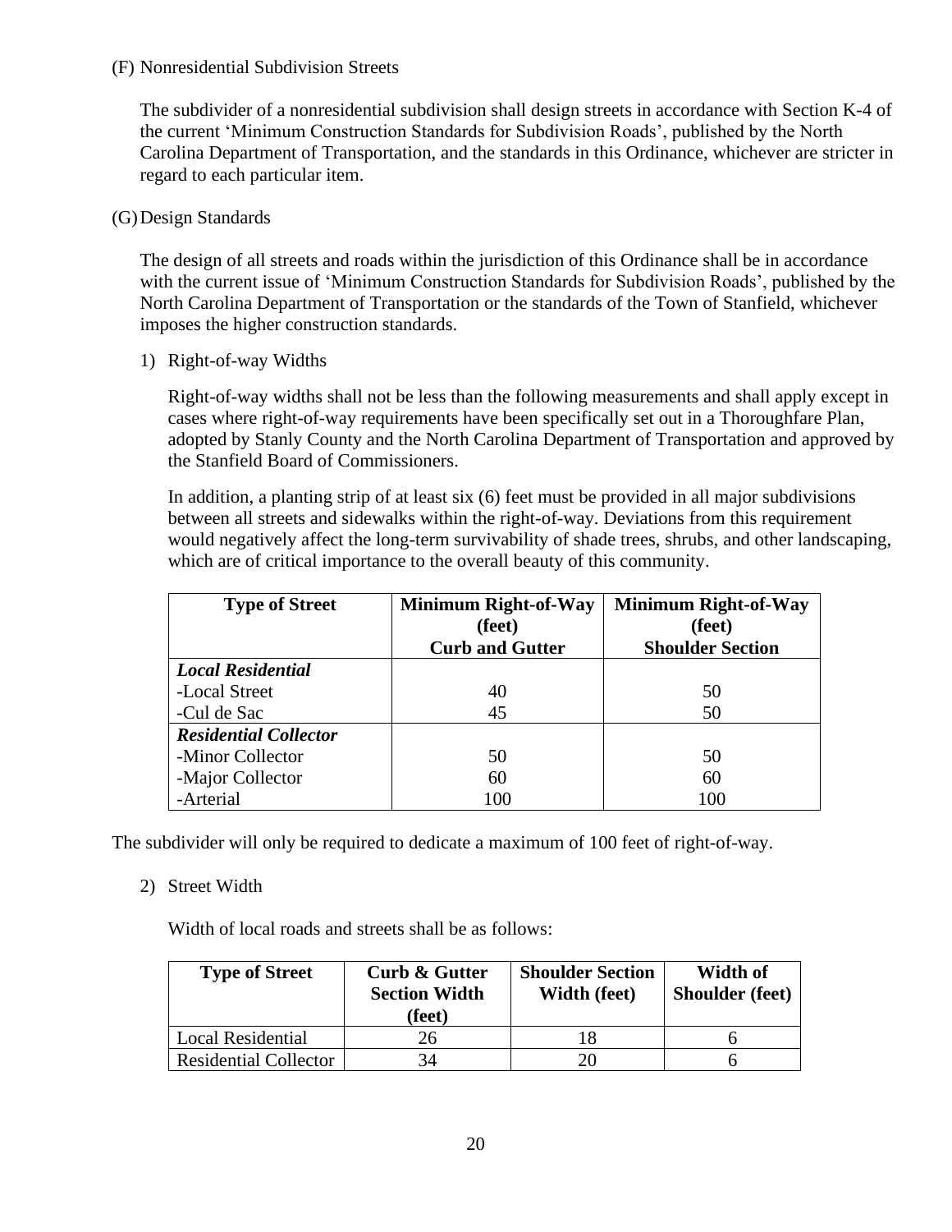(F) Nonresidential Subdivision Streets

The subdivider of a nonresidential subdivision shall design streets in accordance with Section K-4 of the current 'Minimum Construction Standards for Subdivision Roads', published by the North Carolina Department of Transportation, and the standards in this Ordinance, whichever are stricter in regard to each particular item.

(G) Design Standards

The design of all streets and roads within the jurisdiction of this Ordinance shall be in accordance with the current issue of 'Minimum Construction Standards for Subdivision Roads', published by the North Carolina Department of Transportation or the standards of the Town of Stanfield, whichever imposes the higher construction standards.

1) Right-of-way Widths

Right-of-way widths shall not be less than the following measurements and shall apply except in cases where right-of-way requirements have been specifically set out in a Thoroughfare Plan, adopted by Stanly County and the North Carolina Department of Transportation and approved by the Stanfield Board of Commissioners.

In addition, a planting strip of at least six (6) feet must be provided in all major subdivisions between all streets and sidewalks within the right-of-way. Deviations from this requirement would negatively affect the long-term survivability of shade trees, shrubs, and other landscaping, which are of critical importance to the overall beauty of this community.

| Type of Street | Minimum Right-of-Way (feet) Curb and Gutter | Minimum Right-of-Way (feet) Shoulder Section |
|---|---|---|
| ***Local Residential*** | | |
| -Local Street | 40 | 50 |
| -Cul de Sac | 45 | 50 |
| ***Residential Collector*** | | |
| -Minor Collector | 50 | 50 |
| -Major Collector | 60 | 60 |
| -Arterial | 100 | 100 |

The subdivider will only be required to dedicate a maximum of 100 feet of right-of-way.

2) Street Width

Width of local roads and streets shall be as follows:

| Type of Street | Curb & Gutter Section Width (feet) | Shoulder Section Width (feet) | Width of Shoulder (feet) |
|---|---|---|---|
| Local Residential | 26 | 18 | 6 |
| Residential Collector | 34 | 20 | 6 |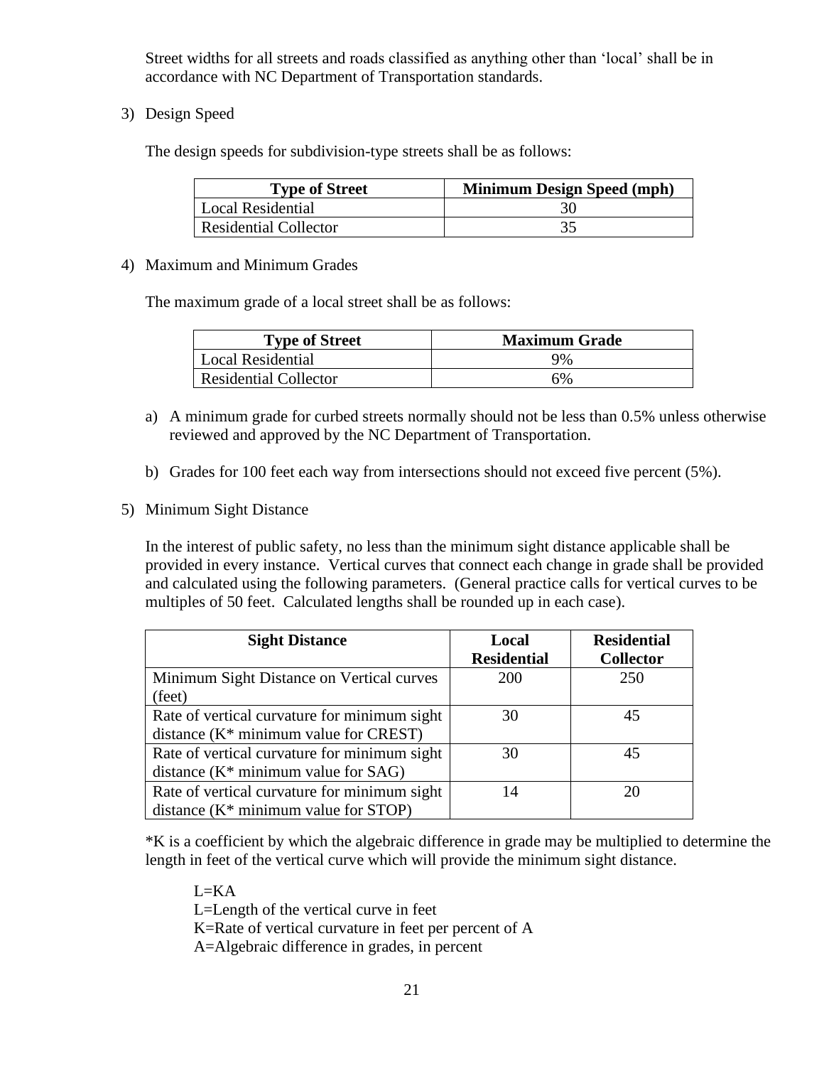Street widths for all streets and roads classified as anything other than 'local' shall be in accordance with NC Department of Transportation standards.

3) Design Speed

The design speeds for subdivision-type streets shall be as follows:

| Type of Street | Minimum Design Speed (mph) |
|---|---|
| Local Residential | 30 |
| Residential Collector | 35 |

4) Maximum and Minimum Grades

The maximum grade of a local street shall be as follows:

| Type of Street | Maximum Grade |
|---|---|
| Local Residential | 9% |
| Residential Collector | 6% |

a) A minimum grade for curbed streets normally should not be less than 0.5% unless otherwise reviewed and approved by the NC Department of Transportation.

b) Grades for 100 feet each way from intersections should not exceed five percent (5%).

5) Minimum Sight Distance

In the interest of public safety, no less than the minimum sight distance applicable shall be provided in every instance. Vertical curves that connect each change in grade shall be provided and calculated using the following parameters. (General practice calls for vertical curves to be multiples of 50 feet. Calculated lengths shall be rounded up in each case).

| Sight Distance | Local Residential | Residential Collector |
|---|---|---|
| Minimum Sight Distance on Vertical curves (feet) | 200 | 250 |
| Rate of vertical curvature for minimum sight distance (K* minimum value for CREST) | 30 | 45 |
| Rate of vertical curvature for minimum sight distance (K* minimum value for SAG) | 30 | 45 |
| Rate of vertical curvature for minimum sight distance (K* minimum value for STOP) | 14 | 20 |

*K is a coefficient by which the algebraic difference in grade may be multiplied to determine the length in feet of the vertical curve which will provide the minimum sight distance.

$L=KA$
L=Length of the vertical curve in feet
K=Rate of vertical curvature in feet per percent of A
A=Algebraic difference in grades, in percent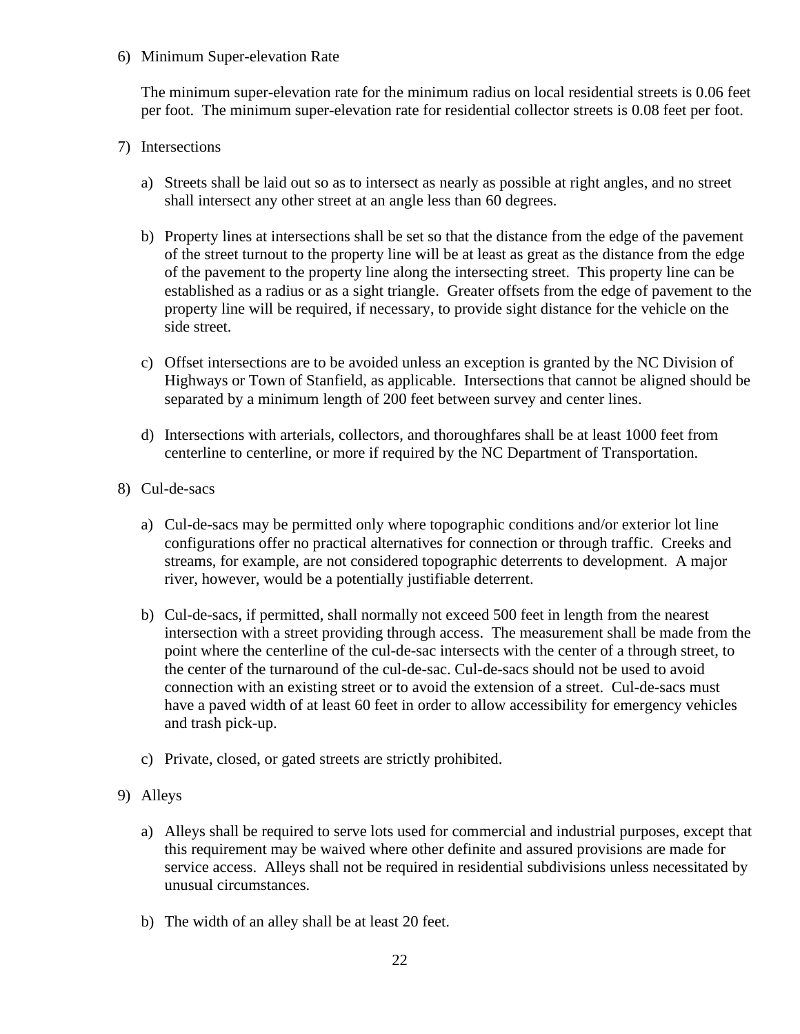6) Minimum Super-elevation Rate

   The minimum super-elevation rate for the minimum radius on local residential streets is 0.06 feet per foot. The minimum super-elevation rate for residential collector streets is 0.08 feet per foot.

7) Intersections

   a) Streets shall be laid out so as to intersect as nearly as possible at right angles, and no street shall intersect any other street at an angle less than 60 degrees.

   b) Property lines at intersections shall be set so that the distance from the edge of the pavement of the street turnout to the property line will be at least as great as the distance from the edge of the pavement to the property line along the intersecting street. This property line can be established as a radius or as a sight triangle. Greater offsets from the edge of pavement to the property line will be required, if necessary, to provide sight distance for the vehicle on the side street.

   c) Offset intersections are to be avoided unless an exception is granted by the NC Division of Highways or Town of Stanfield, as applicable. Intersections that cannot be aligned should be separated by a minimum length of 200 feet between survey and center lines.

   d) Intersections with arterials, collectors, and thoroughfares shall be at least 1000 feet from centerline to centerline, or more if required by the NC Department of Transportation.

8) Cul-de-sacs

   a) Cul-de-sacs may be permitted only where topographic conditions and/or exterior lot line configurations offer no practical alternatives for connection or through traffic. Creeks and streams, for example, are not considered topographic deterrents to development. A major river, however, would be a potentially justifiable deterrent.

   b) Cul-de-sacs, if permitted, shall normally not exceed 500 feet in length from the nearest intersection with a street providing through access. The measurement shall be made from the point where the centerline of the cul-de-sac intersects with the center of a through street, to the center of the turnaround of the cul-de-sac. Cul-de-sacs should not be used to avoid connection with an existing street or to avoid the extension of a street. Cul-de-sacs must have a paved width of at least 60 feet in order to allow accessibility for emergency vehicles and trash pick-up.

   c) Private, closed, or gated streets are strictly prohibited.

9) Alleys

   a) Alleys shall be required to serve lots used for commercial and industrial purposes, except that this requirement may be waived where other definite and assured provisions are made for service access. Alleys shall not be required in residential subdivisions unless necessitated by unusual circumstances.

   b) The width of an alley shall be at least 20 feet.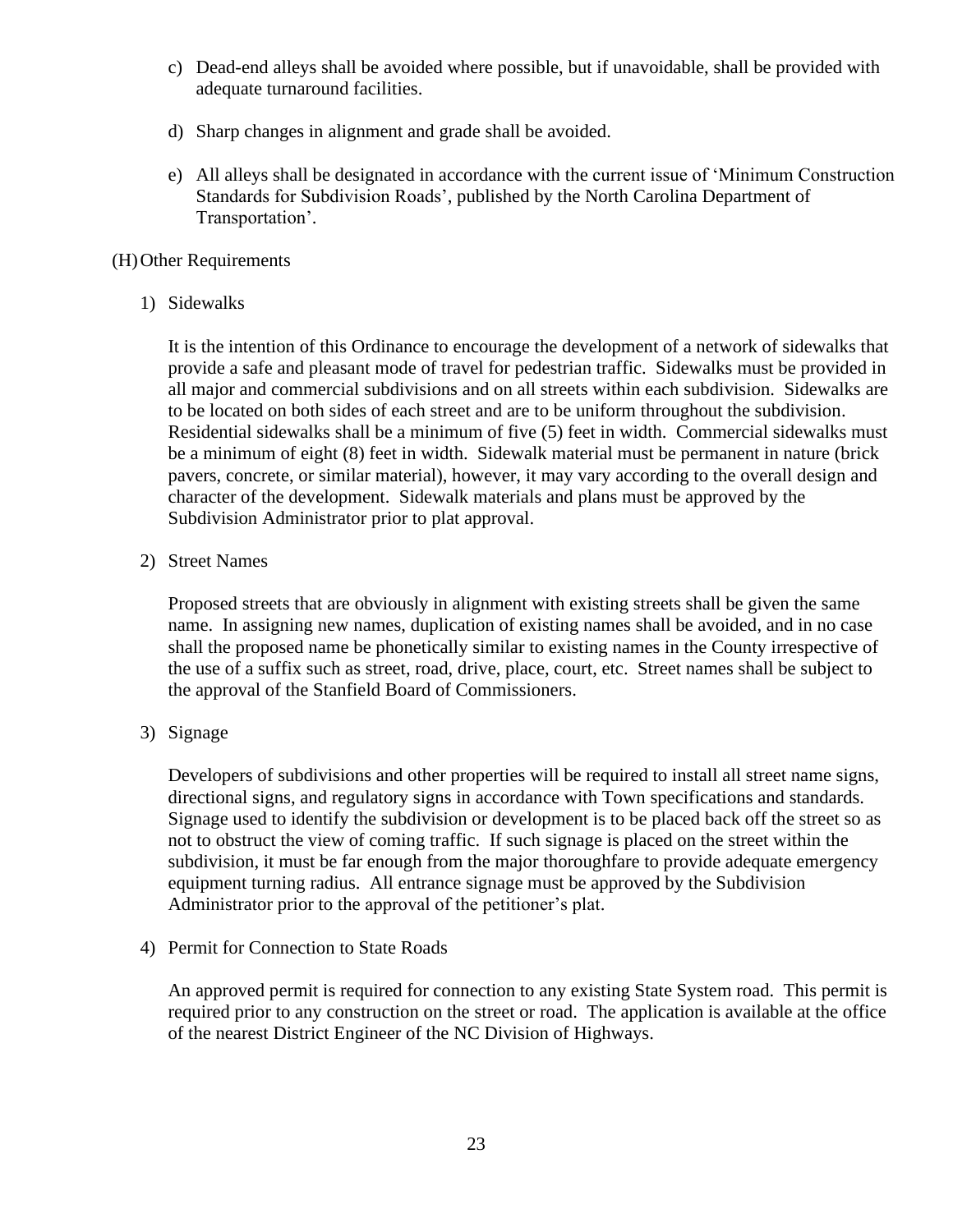c) Dead-end alleys shall be avoided where possible, but if unavoidable, shall be provided with adequate turnaround facilities.

d) Sharp changes in alignment and grade shall be avoided.

e) All alleys shall be designated in accordance with the current issue of 'Minimum Construction Standards for Subdivision Roads', published by the North Carolina Department of Transportation'.

(H) Other Requirements

1) Sidewalks

It is the intention of this Ordinance to encourage the development of a network of sidewalks that provide a safe and pleasant mode of travel for pedestrian traffic. Sidewalks must be provided in all major and commercial subdivisions and on all streets within each subdivision. Sidewalks are to be located on both sides of each street and are to be uniform throughout the subdivision. Residential sidewalks shall be a minimum of five (5) feet in width. Commercial sidewalks must be a minimum of eight (8) feet in width. Sidewalk material must be permanent in nature (brick pavers, concrete, or similar material), however, it may vary according to the overall design and character of the development. Sidewalk materials and plans must be approved by the Subdivision Administrator prior to plat approval.

2) Street Names

Proposed streets that are obviously in alignment with existing streets shall be given the same name. In assigning new names, duplication of existing names shall be avoided, and in no case shall the proposed name be phonetically similar to existing names in the County irrespective of the use of a suffix such as street, road, drive, place, court, etc. Street names shall be subject to the approval of the Stanfield Board of Commissioners.

3) Signage

Developers of subdivisions and other properties will be required to install all street name signs, directional signs, and regulatory signs in accordance with Town specifications and standards. Signage used to identify the subdivision or development is to be placed back off the street so as not to obstruct the view of coming traffic. If such signage is placed on the street within the subdivision, it must be far enough from the major thoroughfare to provide adequate emergency equipment turning radius. All entrance signage must be approved by the Subdivision Administrator prior to the approval of the petitioner's plat.

4) Permit for Connection to State Roads

An approved permit is required for connection to any existing State System road. This permit is required prior to any construction on the street or road. The application is available at the office of the nearest District Engineer of the NC Division of Highways.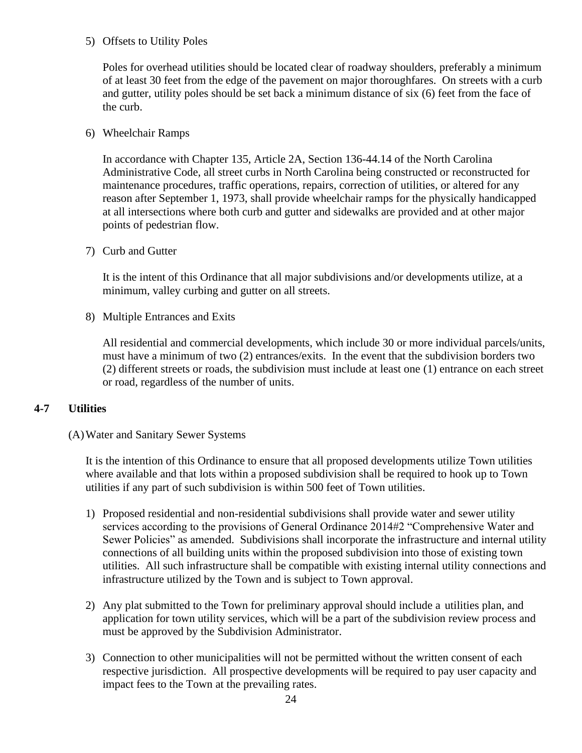5) Offsets to Utility Poles

   Poles for overhead utilities should be located clear of roadway shoulders, preferably a minimum of at least 30 feet from the edge of the pavement on major thoroughfares. On streets with a curb and gutter, utility poles should be set back a minimum distance of six (6) feet from the face of the curb.

6) Wheelchair Ramps

   In accordance with Chapter 135, Article 2A, Section 136-44.14 of the North Carolina Administrative Code, all street curbs in North Carolina being constructed or reconstructed for maintenance procedures, traffic operations, repairs, correction of utilities, or altered for any reason after September 1, 1973, shall provide wheelchair ramps for the physically handicapped at all intersections where both curb and gutter and sidewalks are provided and at other major points of pedestrian flow.

7) Curb and Gutter

   It is the intent of this Ordinance that all major subdivisions and/or developments utilize, at a minimum, valley curbing and gutter on all streets.

8) Multiple Entrances and Exits

   All residential and commercial developments, which include 30 or more individual parcels/units, must have a minimum of two (2) entrances/exits. In the event that the subdivision borders two (2) different streets or roads, the subdivision must include at least one (1) entrance on each street or road, regardless of the number of units.

## 4-7 Utilities

(A) Water and Sanitary Sewer Systems

It is the intention of this Ordinance to ensure that all proposed developments utilize Town utilities where available and that lots within a proposed subdivision shall be required to hook up to Town utilities if any part of such subdivision is within 500 feet of Town utilities.

1) Proposed residential and non-residential subdivisions shall provide water and sewer utility services according to the provisions of General Ordinance 2014#2 "Comprehensive Water and Sewer Policies" as amended. Subdivisions shall incorporate the infrastructure and internal utility connections of all building units within the proposed subdivision into those of existing town utilities. All such infrastructure shall be compatible with existing internal utility connections and infrastructure utilized by the Town and is subject to Town approval.

2) Any plat submitted to the Town for preliminary approval should include a utilities plan, and application for town utility services, which will be a part of the subdivision review process and must be approved by the Subdivision Administrator.

3) Connection to other municipalities will not be permitted without the written consent of each respective jurisdiction. All prospective developments will be required to pay user capacity and impact fees to the Town at the prevailing rates.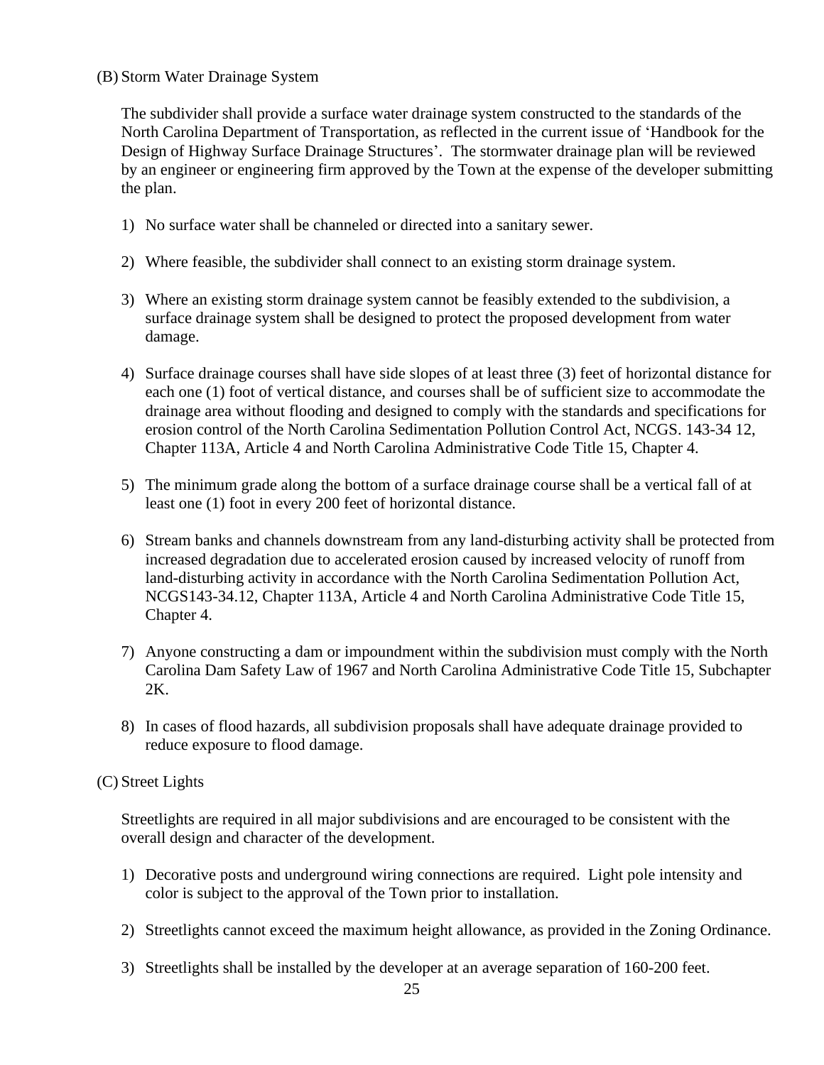(B) Storm Water Drainage System

The subdivider shall provide a surface water drainage system constructed to the standards of the North Carolina Department of Transportation, as reflected in the current issue of 'Handbook for the Design of Highway Surface Drainage Structures'. The stormwater drainage plan will be reviewed by an engineer or engineering firm approved by the Town at the expense of the developer submitting the plan.

1) No surface water shall be channeled or directed into a sanitary sewer.

2) Where feasible, the subdivider shall connect to an existing storm drainage system.

3) Where an existing storm drainage system cannot be feasibly extended to the subdivision, a surface drainage system shall be designed to protect the proposed development from water damage.

4) Surface drainage courses shall have side slopes of at least three (3) feet of horizontal distance for each one (1) foot of vertical distance, and courses shall be of sufficient size to accommodate the drainage area without flooding and designed to comply with the standards and specifications for erosion control of the North Carolina Sedimentation Pollution Control Act, NCGS. 143-34 12, Chapter 113A, Article 4 and North Carolina Administrative Code Title 15, Chapter 4.

5) The minimum grade along the bottom of a surface drainage course shall be a vertical fall of at least one (1) foot in every 200 feet of horizontal distance.

6) Stream banks and channels downstream from any land-disturbing activity shall be protected from increased degradation due to accelerated erosion caused by increased velocity of runoff from land-disturbing activity in accordance with the North Carolina Sedimentation Pollution Act, NCGS143-34.12, Chapter 113A, Article 4 and North Carolina Administrative Code Title 15, Chapter 4.

7) Anyone constructing a dam or impoundment within the subdivision must comply with the North Carolina Dam Safety Law of 1967 and North Carolina Administrative Code Title 15, Subchapter 2K.

8) In cases of flood hazards, all subdivision proposals shall have adequate drainage provided to reduce exposure to flood damage.

(C) Street Lights

Streetlights are required in all major subdivisions and are encouraged to be consistent with the overall design and character of the development.

1) Decorative posts and underground wiring connections are required. Light pole intensity and color is subject to the approval of the Town prior to installation.

2) Streetlights cannot exceed the maximum height allowance, as provided in the Zoning Ordinance.

3) Streetlights shall be installed by the developer at an average separation of 160-200 feet.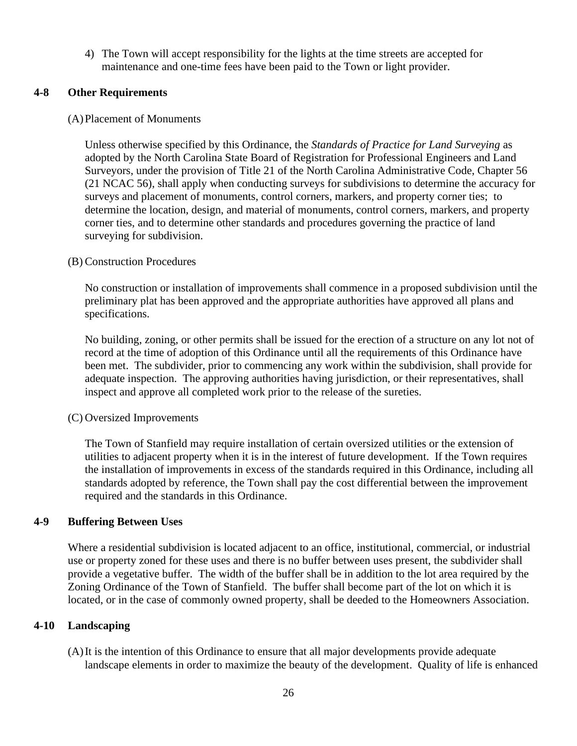4) The Town will accept responsibility for the lights at the time streets are accepted for maintenance and one-time fees have been paid to the Town or light provider.

## 4-8 Other Requirements

(A) Placement of Monuments

Unless otherwise specified by this Ordinance, the *Standards of Practice for Land Surveying* as adopted by the North Carolina State Board of Registration for Professional Engineers and Land Surveyors, under the provision of Title 21 of the North Carolina Administrative Code, Chapter 56 (21 NCAC 56), shall apply when conducting surveys for subdivisions to determine the accuracy for surveys and placement of monuments, control corners, markers, and property corner ties; to determine the location, design, and material of monuments, control corners, markers, and property corner ties, and to determine other standards and procedures governing the practice of land surveying for subdivision.

(B) Construction Procedures

No construction or installation of improvements shall commence in a proposed subdivision until the preliminary plat has been approved and the appropriate authorities have approved all plans and specifications.

No building, zoning, or other permits shall be issued for the erection of a structure on any lot not of record at the time of adoption of this Ordinance until all the requirements of this Ordinance have been met. The subdivider, prior to commencing any work within the subdivision, shall provide for adequate inspection. The approving authorities having jurisdiction, or their representatives, shall inspect and approve all completed work prior to the release of the sureties.

(C) Oversized Improvements

The Town of Stanfield may require installation of certain oversized utilities or the extension of utilities to adjacent property when it is in the interest of future development. If the Town requires the installation of improvements in excess of the standards required in this Ordinance, including all standards adopted by reference, the Town shall pay the cost differential between the improvement required and the standards in this Ordinance.

## 4-9 Buffering Between Uses

Where a residential subdivision is located adjacent to an office, institutional, commercial, or industrial use or property zoned for these uses and there is no buffer between uses present, the subdivider shall provide a vegetative buffer. The width of the buffer shall be in addition to the lot area required by the Zoning Ordinance of the Town of Stanfield. The buffer shall become part of the lot on which it is located, or in the case of commonly owned property, shall be deeded to the Homeowners Association.

## 4-10 Landscaping

(A) It is the intention of this Ordinance to ensure that all major developments provide adequate landscape elements in order to maximize the beauty of the development. Quality of life is enhanced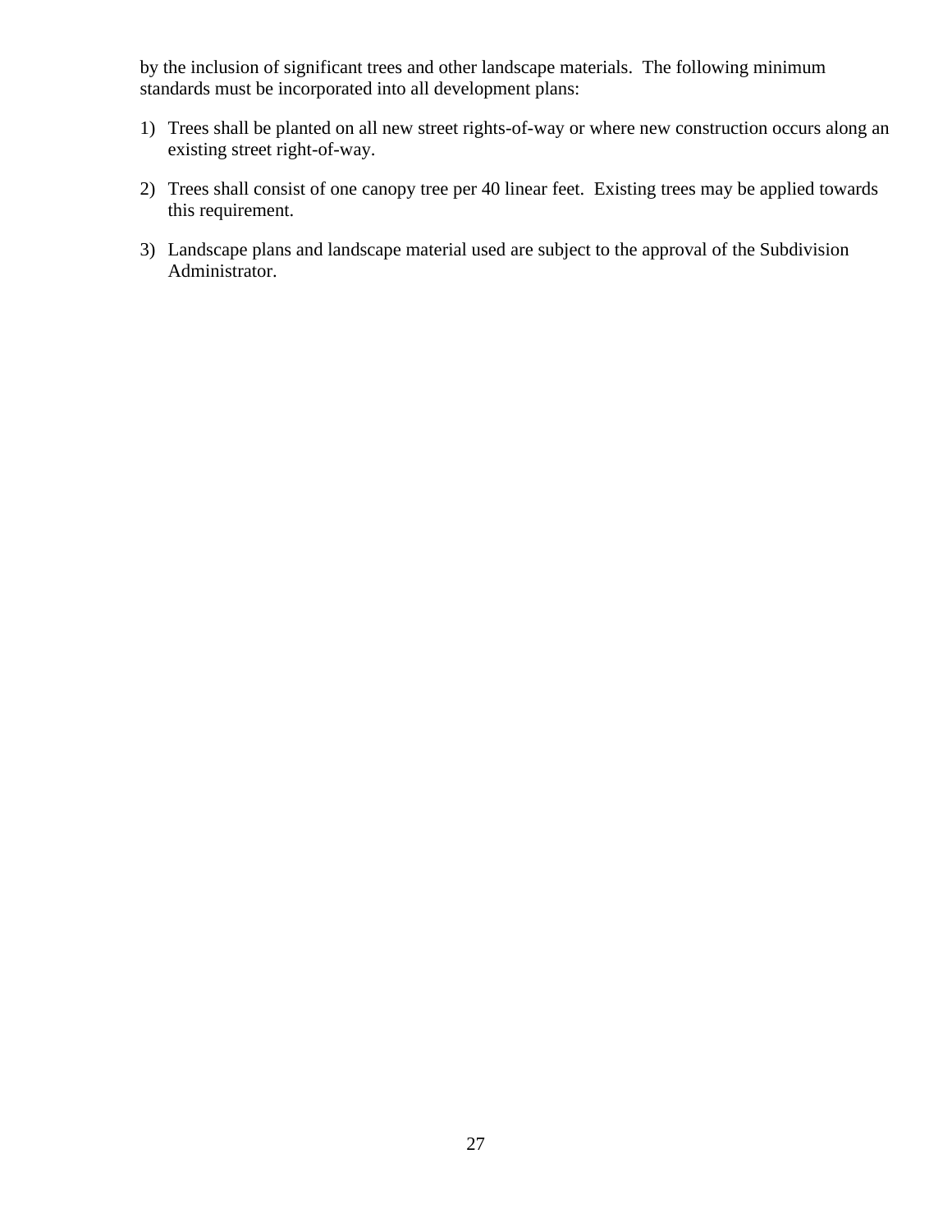by the inclusion of significant trees and other landscape materials. The following minimum standards must be incorporated into all development plans:

1) Trees shall be planted on all new street rights-of-way or where new construction occurs along an existing street right-of-way.

2) Trees shall consist of one canopy tree per 40 linear feet. Existing trees may be applied towards this requirement.

3) Landscape plans and landscape material used are subject to the approval of the Subdivision Administrator.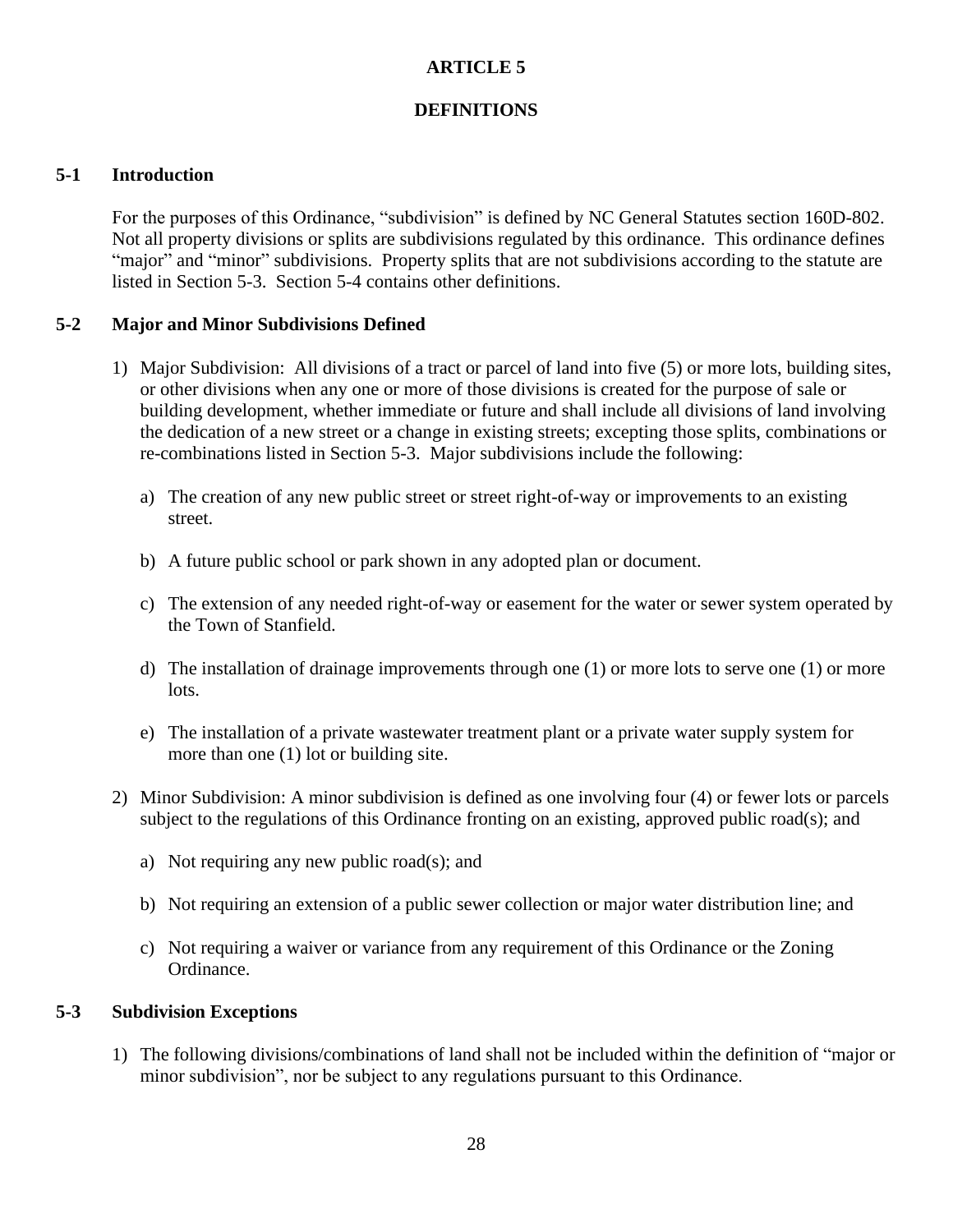# ARTICLE 5

## DEFINITIONS

### 5-1 Introduction

For the purposes of this Ordinance, “subdivision” is defined by NC General Statutes section 160D-802. Not all property divisions or splits are subdivisions regulated by this ordinance. This ordinance defines “major” and “minor” subdivisions. Property splits that are not subdivisions according to the statute are listed in Section 5-3. Section 5-4 contains other definitions.

### 5-2 Major and Minor Subdivisions Defined

1) Major Subdivision: All divisions of a tract or parcel of land into five (5) or more lots, building sites, or other divisions when any one or more of those divisions is created for the purpose of sale or building development, whether immediate or future and shall include all divisions of land involving the dedication of a new street or a change in existing streets; excepting those splits, combinations or re-combinations listed in Section 5-3. Major subdivisions include the following:

   a) The creation of any new public street or street right-of-way or improvements to an existing street.

   b) A future public school or park shown in any adopted plan or document.

   c) The extension of any needed right-of-way or easement for the water or sewer system operated by the Town of Stanfield.

   d) The installation of drainage improvements through one (1) or more lots to serve one (1) or more lots.

   e) The installation of a private wastewater treatment plant or a private water supply system for more than one (1) lot or building site.

2) Minor Subdivision: A minor subdivision is defined as one involving four (4) or fewer lots or parcels subject to the regulations of this Ordinance fronting on an existing, approved public road(s); and

   a) Not requiring any new public road(s); and

   b) Not requiring an extension of a public sewer collection or major water distribution line; and

   c) Not requiring a waiver or variance from any requirement of this Ordinance or the Zoning Ordinance.

### 5-3 Subdivision Exceptions

1) The following divisions/combinations of land shall not be included within the definition of “major or minor subdivision”, nor be subject to any regulations pursuant to this Ordinance.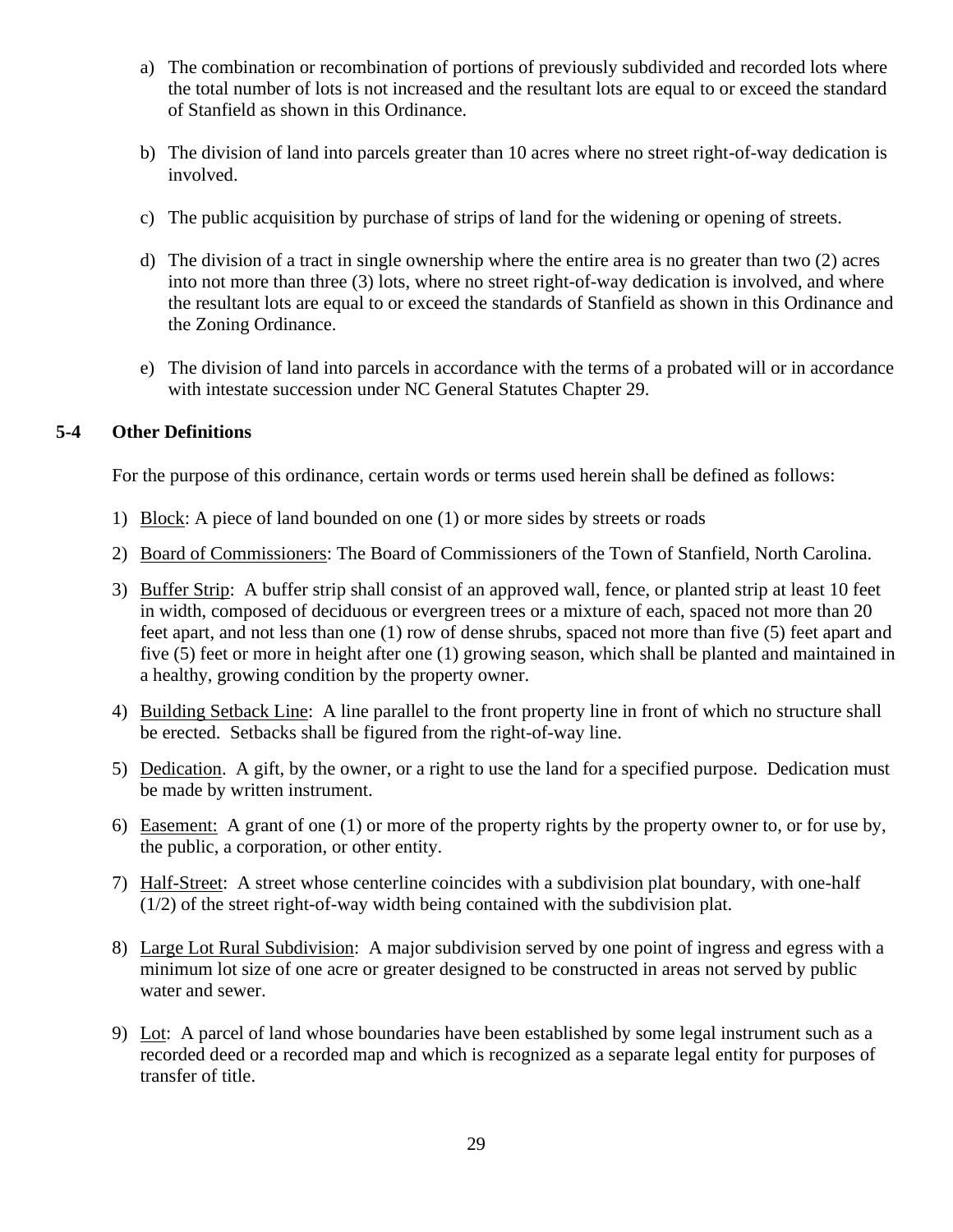a) The combination or recombination of portions of previously subdivided and recorded lots where the total number of lots is not increased and the resultant lots are equal to or exceed the standard of Stanfield as shown in this Ordinance.

b) The division of land into parcels greater than 10 acres where no street right-of-way dedication is involved.

c) The public acquisition by purchase of strips of land for the widening or opening of streets.

d) The division of a tract in single ownership where the entire area is no greater than two (2) acres into not more than three (3) lots, where no street right-of-way dedication is involved, and where the resultant lots are equal to or exceed the standards of Stanfield as shown in this Ordinance and the Zoning Ordinance.

e) The division of land into parcels in accordance with the terms of a probated will or in accordance with intestate succession under NC General Statutes Chapter 29.

## 5-4 Other Definitions

For the purpose of this ordinance, certain words or terms used herein shall be defined as follows:

1) Block: A piece of land bounded on one (1) or more sides by streets or roads

2) Board of Commissioners: The Board of Commissioners of the Town of Stanfield, North Carolina.

3) Buffer Strip: A buffer strip shall consist of an approved wall, fence, or planted strip at least 10 feet in width, composed of deciduous or evergreen trees or a mixture of each, spaced not more than 20 feet apart, and not less than one (1) row of dense shrubs, spaced not more than five (5) feet apart and five (5) feet or more in height after one (1) growing season, which shall be planted and maintained in a healthy, growing condition by the property owner.

4) Building Setback Line: A line parallel to the front property line in front of which no structure shall be erected. Setbacks shall be figured from the right-of-way line.

5) Dedication. A gift, by the owner, or a right to use the land for a specified purpose. Dedication must be made by written instrument.

6) Easement: A grant of one (1) or more of the property rights by the property owner to, or for use by, the public, a corporation, or other entity.

7) Half-Street: A street whose centerline coincides with a subdivision plat boundary, with one-half (1/2) of the street right-of-way width being contained with the subdivision plat.

8) Large Lot Rural Subdivision: A major subdivision served by one point of ingress and egress with a minimum lot size of one acre or greater designed to be constructed in areas not served by public water and sewer.

9) Lot: A parcel of land whose boundaries have been established by some legal instrument such as a recorded deed or a recorded map and which is recognized as a separate legal entity for purposes of transfer of title.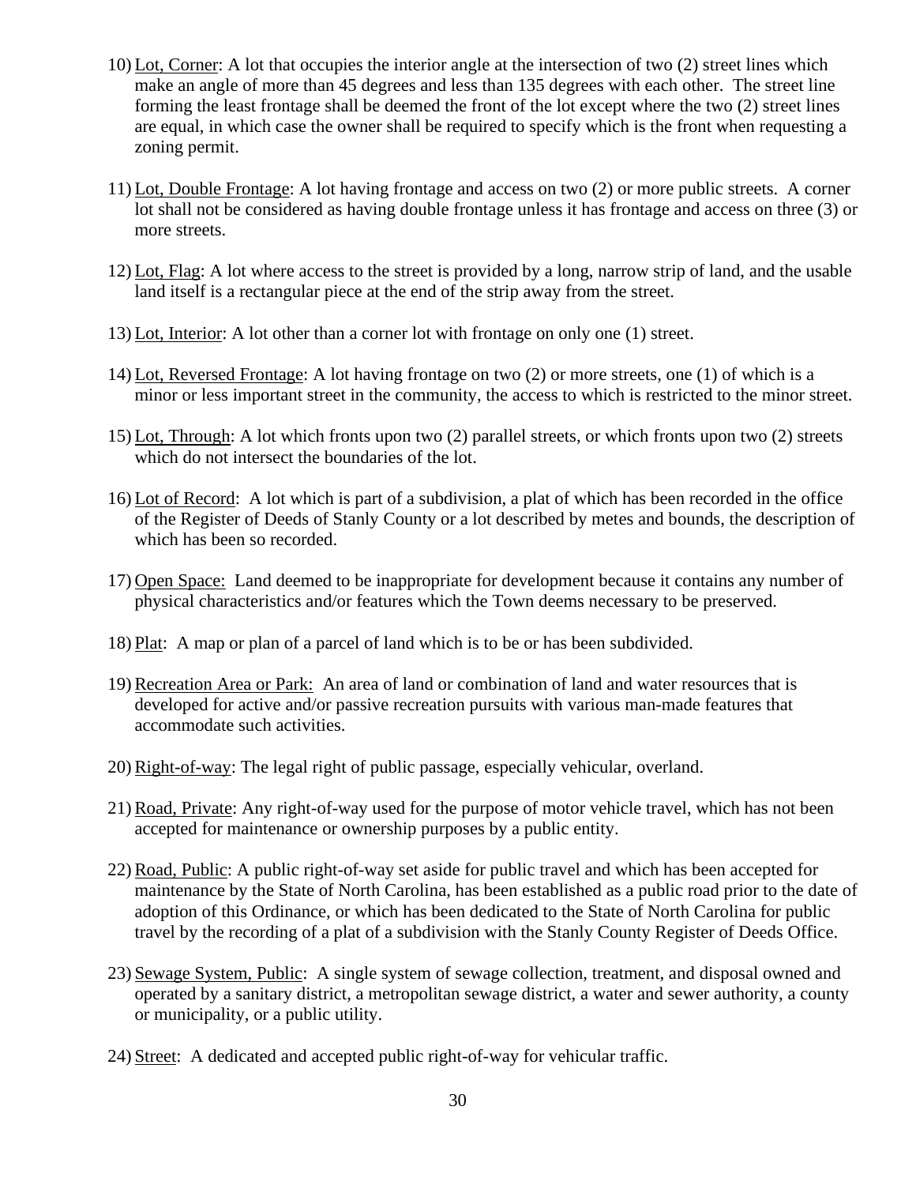10) Lot, Corner: A lot that occupies the interior angle at the intersection of two (2) street lines which make an angle of more than 45 degrees and less than 135 degrees with each other. The street line forming the least frontage shall be deemed the front of the lot except where the two (2) street lines are equal, in which case the owner shall be required to specify which is the front when requesting a zoning permit.

11) Lot, Double Frontage: A lot having frontage and access on two (2) or more public streets. A corner lot shall not be considered as having double frontage unless it has frontage and access on three (3) or more streets.

12) Lot, Flag: A lot where access to the street is provided by a long, narrow strip of land, and the usable land itself is a rectangular piece at the end of the strip away from the street.

13) Lot, Interior: A lot other than a corner lot with frontage on only one (1) street.

14) Lot, Reversed Frontage: A lot having frontage on two (2) or more streets, one (1) of which is a minor or less important street in the community, the access to which is restricted to the minor street.

15) Lot, Through: A lot which fronts upon two (2) parallel streets, or which fronts upon two (2) streets which do not intersect the boundaries of the lot.

16) Lot of Record: A lot which is part of a subdivision, a plat of which has been recorded in the office of the Register of Deeds of Stanly County or a lot described by metes and bounds, the description of which has been so recorded.

17) Open Space: Land deemed to be inappropriate for development because it contains any number of physical characteristics and/or features which the Town deems necessary to be preserved.

18) Plat: A map or plan of a parcel of land which is to be or has been subdivided.

19) Recreation Area or Park: An area of land or combination of land and water resources that is developed for active and/or passive recreation pursuits with various man-made features that accommodate such activities.

20) Right-of-way: The legal right of public passage, especially vehicular, overland.

21) Road, Private: Any right-of-way used for the purpose of motor vehicle travel, which has not been accepted for maintenance or ownership purposes by a public entity.

22) Road, Public: A public right-of-way set aside for public travel and which has been accepted for maintenance by the State of North Carolina, has been established as a public road prior to the date of adoption of this Ordinance, or which has been dedicated to the State of North Carolina for public travel by the recording of a plat of a subdivision with the Stanly County Register of Deeds Office.

23) Sewage System, Public: A single system of sewage collection, treatment, and disposal owned and operated by a sanitary district, a metropolitan sewage district, a water and sewer authority, a county or municipality, or a public utility.

24) Street: A dedicated and accepted public right-of-way for vehicular traffic.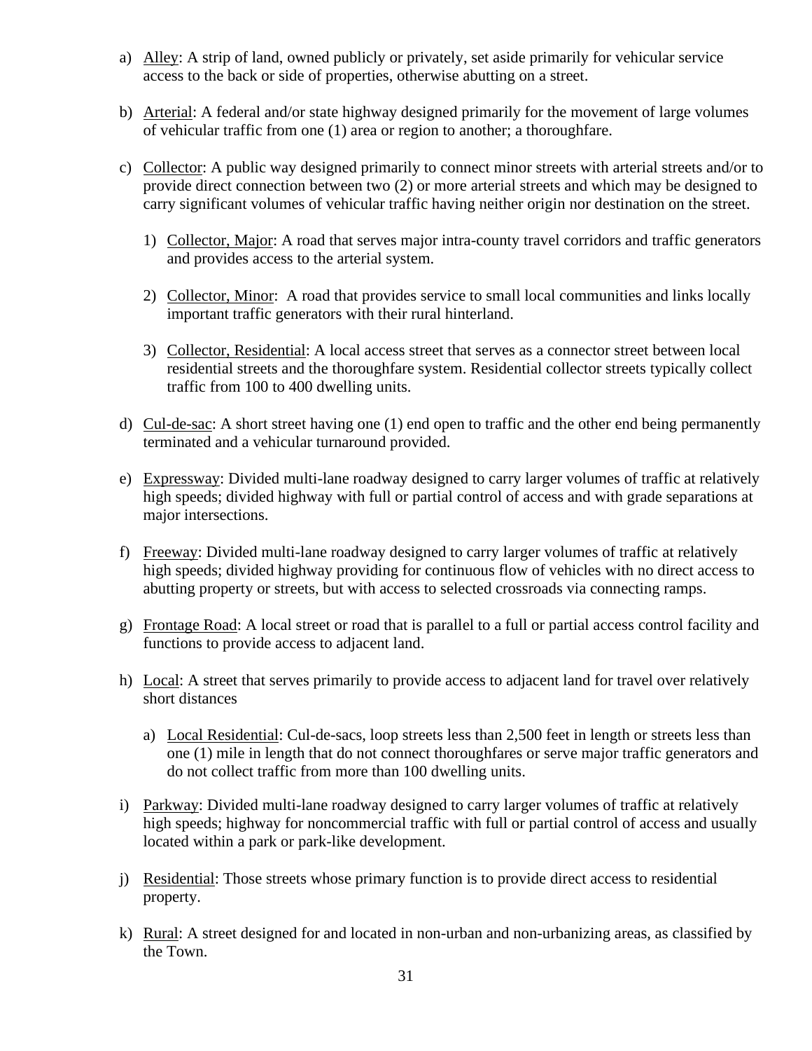a) Alley: A strip of land, owned publicly or privately, set aside primarily for vehicular service access to the back or side of properties, otherwise abutting on a street.

b) Arterial: A federal and/or state highway designed primarily for the movement of large volumes of vehicular traffic from one (1) area or region to another; a thoroughfare.

c) Collector: A public way designed primarily to connect minor streets with arterial streets and/or to provide direct connection between two (2) or more arterial streets and which may be designed to carry significant volumes of vehicular traffic having neither origin nor destination on the street.

   1) Collector, Major: A road that serves major intra-county travel corridors and traffic generators and provides access to the arterial system.

   2) Collector, Minor: A road that provides service to small local communities and links locally important traffic generators with their rural hinterland.

   3) Collector, Residential: A local access street that serves as a connector street between local residential streets and the thoroughfare system. Residential collector streets typically collect traffic from 100 to 400 dwelling units.

d) Cul-de-sac: A short street having one (1) end open to traffic and the other end being permanently terminated and a vehicular turnaround provided.

e) Expressway: Divided multi-lane roadway designed to carry larger volumes of traffic at relatively high speeds; divided highway with full or partial control of access and with grade separations at major intersections.

f) Freeway: Divided multi-lane roadway designed to carry larger volumes of traffic at relatively high speeds; divided highway providing for continuous flow of vehicles with no direct access to abutting property or streets, but with access to selected crossroads via connecting ramps.

g) Frontage Road: A local street or road that is parallel to a full or partial access control facility and functions to provide access to adjacent land.

h) Local: A street that serves primarily to provide access to adjacent land for travel over relatively short distances

   a) Local Residential: Cul-de-sacs, loop streets less than 2,500 feet in length or streets less than one (1) mile in length that do not connect thoroughfares or serve major traffic generators and do not collect traffic from more than 100 dwelling units.

i) Parkway: Divided multi-lane roadway designed to carry larger volumes of traffic at relatively high speeds; highway for noncommercial traffic with full or partial control of access and usually located within a park or park-like development.

j) Residential: Those streets whose primary function is to provide direct access to residential property.

k) Rural: A street designed for and located in non-urban and non-urbanizing areas, as classified by the Town.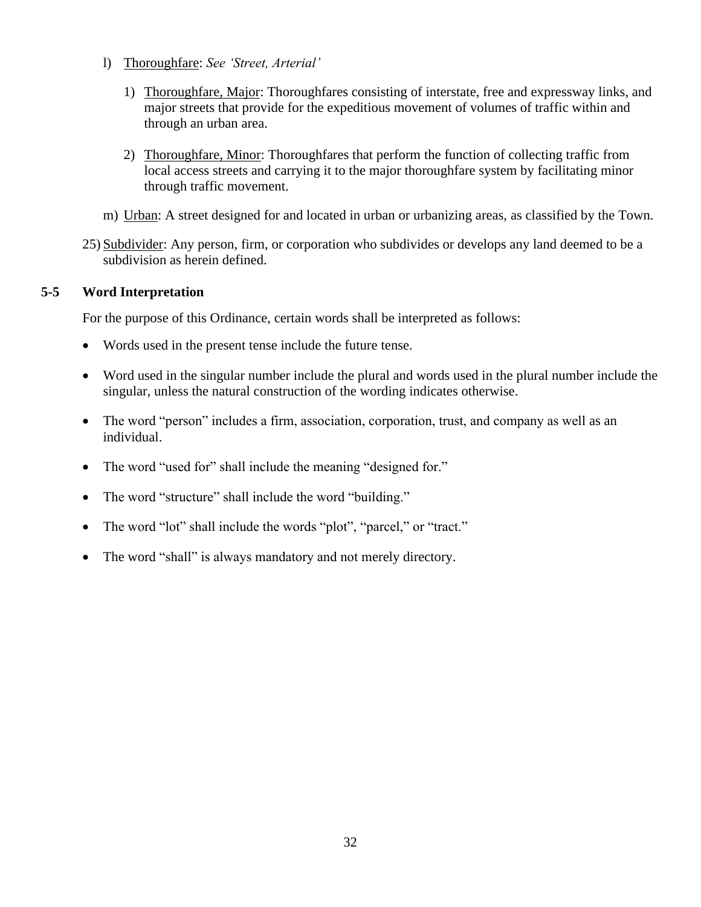l) Thoroughfare: *See 'Street, Arterial'*

   1) Thoroughfare, Major: Thoroughfares consisting of interstate, free and expressway links, and major streets that provide for the expeditious movement of volumes of traffic within and through an urban area.

   2) Thoroughfare, Minor: Thoroughfares that perform the function of collecting traffic from local access streets and carrying it to the major thoroughfare system by facilitating minor through traffic movement.

m) Urban: A street designed for and located in urban or urbanizing areas, as classified by the Town.

25) Subdivider: Any person, firm, or corporation who subdivides or develops any land deemed to be a subdivision as herein defined.

## 5-5 Word Interpretation

For the purpose of this Ordinance, certain words shall be interpreted as follows:

- Words used in the present tense include the future tense.
- Word used in the singular number include the plural and words used in the plural number include the singular, unless the natural construction of the wording indicates otherwise.
- The word "person" includes a firm, association, corporation, trust, and company as well as an individual.
- The word "used for" shall include the meaning "designed for."
- The word "structure" shall include the word "building."
- The word "lot" shall include the words "plot", "parcel," or "tract."
- The word "shall" is always mandatory and not merely directory.